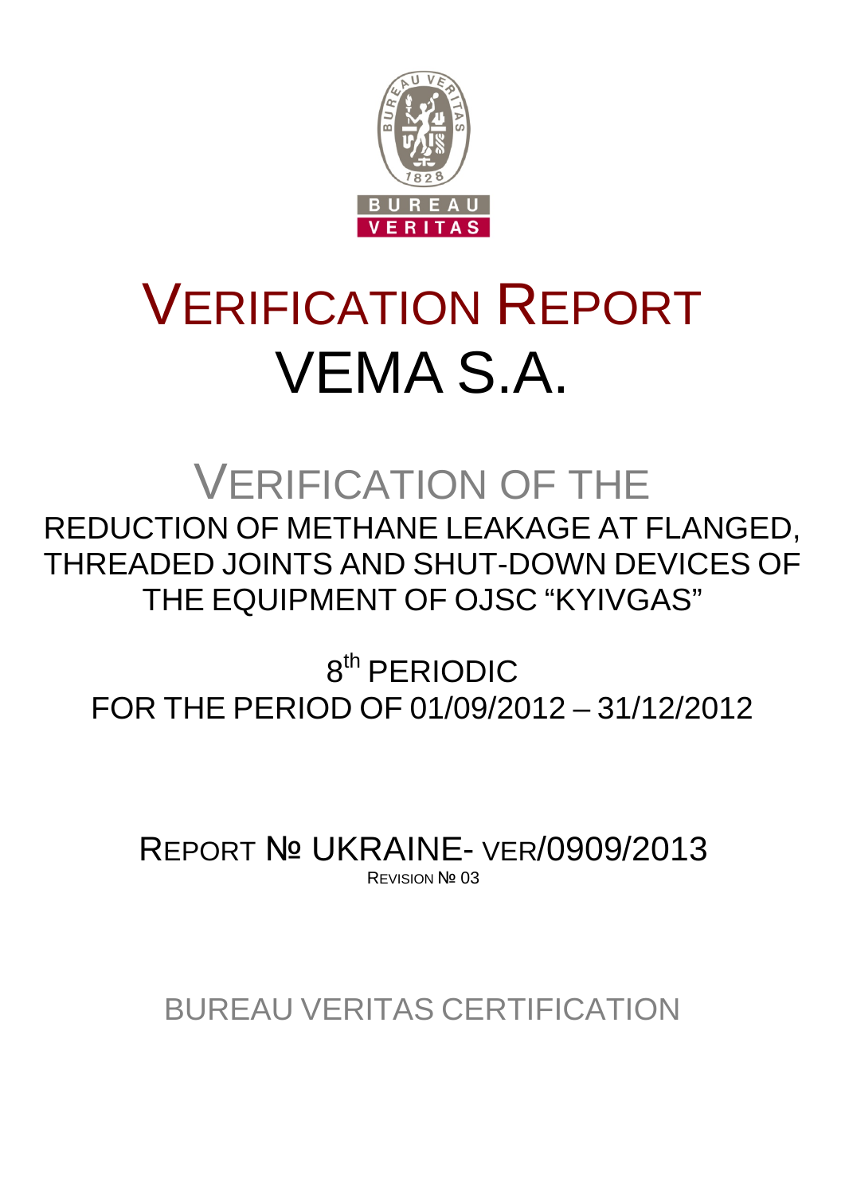# VERIFICATION REPORT

# VEMA S.A.

## VERIFICATION OF THE

REDUCTION OF METHANE LEAKAGE AT FLANGED, THREADED JOINTS AND SHUT-DOWN DEVICES OF THE EQUIPMENT OF OJSC "KYIVGAS"

8th PERIODIC

FOR THE PERIOD OF 01/09/2012 – 31/12/2012

REPORT № UKRAINE- VER/0909/2013

REVISION № 03

BUREAU VERITAS CERTIFICATION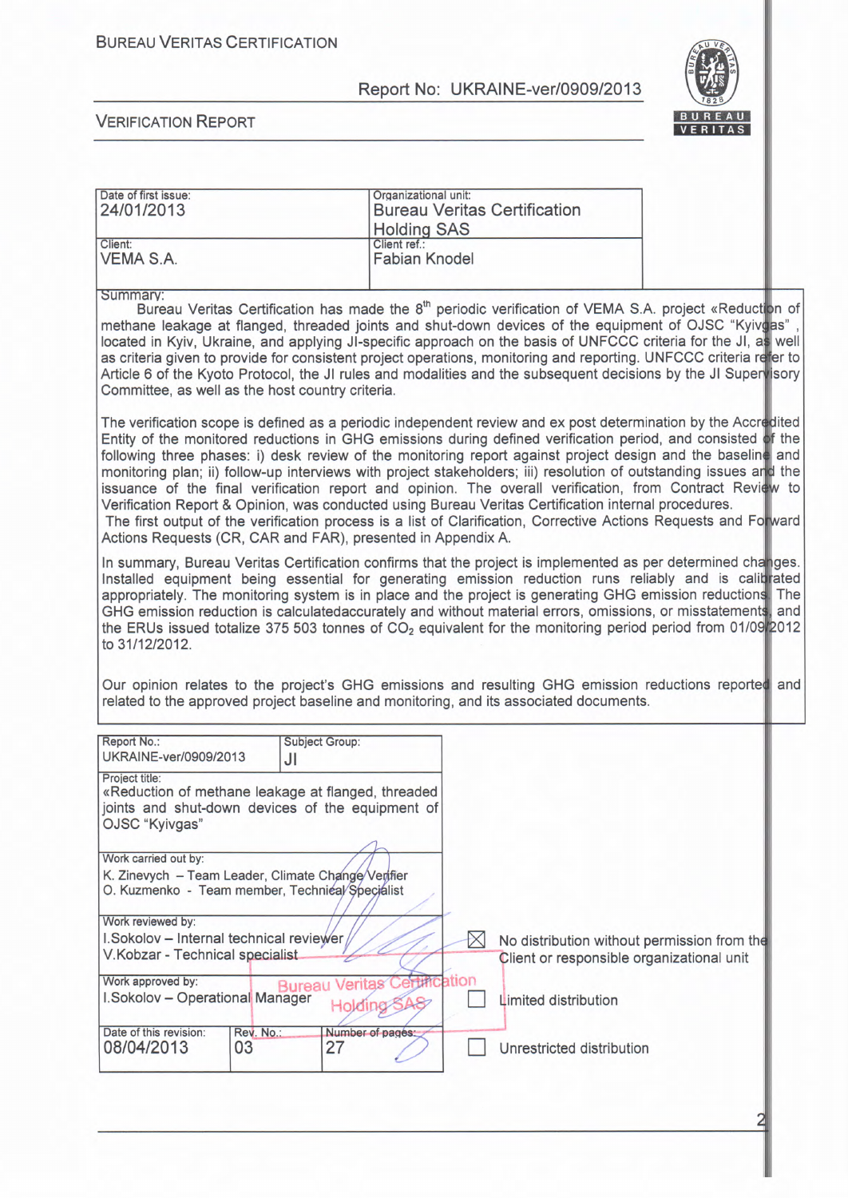| Date of first issue: 24/01/2013 | Organizational unit: Bureau Veritas Certification Holding SAS |
| --- | --- |
| Client: VEMA S.A. | Client ref.: Fabian Knodel |

Summary:

Bureau Veritas Certification has made the 8th periodic verification of VEMA S.A. project «Reduction of methane leakage at flanged, threaded joints and shut-down devices of the equipment of OJSC "Kyivgas", located in Kyiv, Ukraine, and applying JI-specific approach on the basis of UNFCCC criteria for the JI, as well as criteria given to provide for consistent project operations, monitoring and reporting. UNFCCC criteria refer to Article 6 of the Kyoto Protocol, the JI rules and modalities and the subsequent decisions by the JI Supervisory Committee, as well as the host country criteria.

The verification scope is defined as a periodic independent review and ex post determination by the Accredited Entity of the monitored reductions in GHG emissions during defined verification period, and consisted of the following three phases: i) desk review of the monitoring report against project design and the baseline and monitoring plan; ii) follow-up interviews with project stakeholders; iii) resolution of outstanding issues and the issuance of the final verification report and opinion. The overall verification, from Contract Review to Verification Report & Opinion, was conducted using Bureau Veritas Certification internal procedures.
The first output of the verification process is a list of Clarification, Corrective Actions Requests and Forward Actions Requests (CR, CAR and FAR), presented in Appendix A.

In summary, Bureau Veritas Certification confirms that the project is implemented as per determined changes. Installed equipment being essential for generating emission reduction runs reliably and is calibrated appropriately. The monitoring system is in place and the project is generating GHG emission reductions. The GHG emission reduction is calculatedaccurately and without material errors, omissions, or misstatements, and the ERUs issued totalize 375 503 tonnes of $CO_2$ equivalent for the monitoring period period from 01/09/2012 to 31/12/2012.

Our opinion relates to the project's GHG emissions and resulting GHG emission reductions reported and related to the approved project baseline and monitoring, and its associated documents.

| Report No.: UKRAINE-ver/0909/2013 | Subject Group: JI | |
| --- | --- | --- |
| Project title: «Reduction of methane leakage at flanged, threaded joints and shut-down devices of the equipment of OJSC "Kyivgas" | | |
| Work carried out by: K. Zinevych – Team Leader, Climate Change Verifier; O. Kuzmenko - Team member, Technical Specialist | | |
| Work reviewed by: I.Sokolov – Internal technical reviewer; V.Kobzar - Technical specialist | | |
| Work approved by: I.Sokolov – Operational Manager | | |
| Date of this revision: 08/04/2013 | Rev. No.: 03 | Number of pages: 27 |

- ☒ No distribution without permission from the Client or responsible organizational unit
- ☐ Limited distribution
- ☐ Unrestricted distribution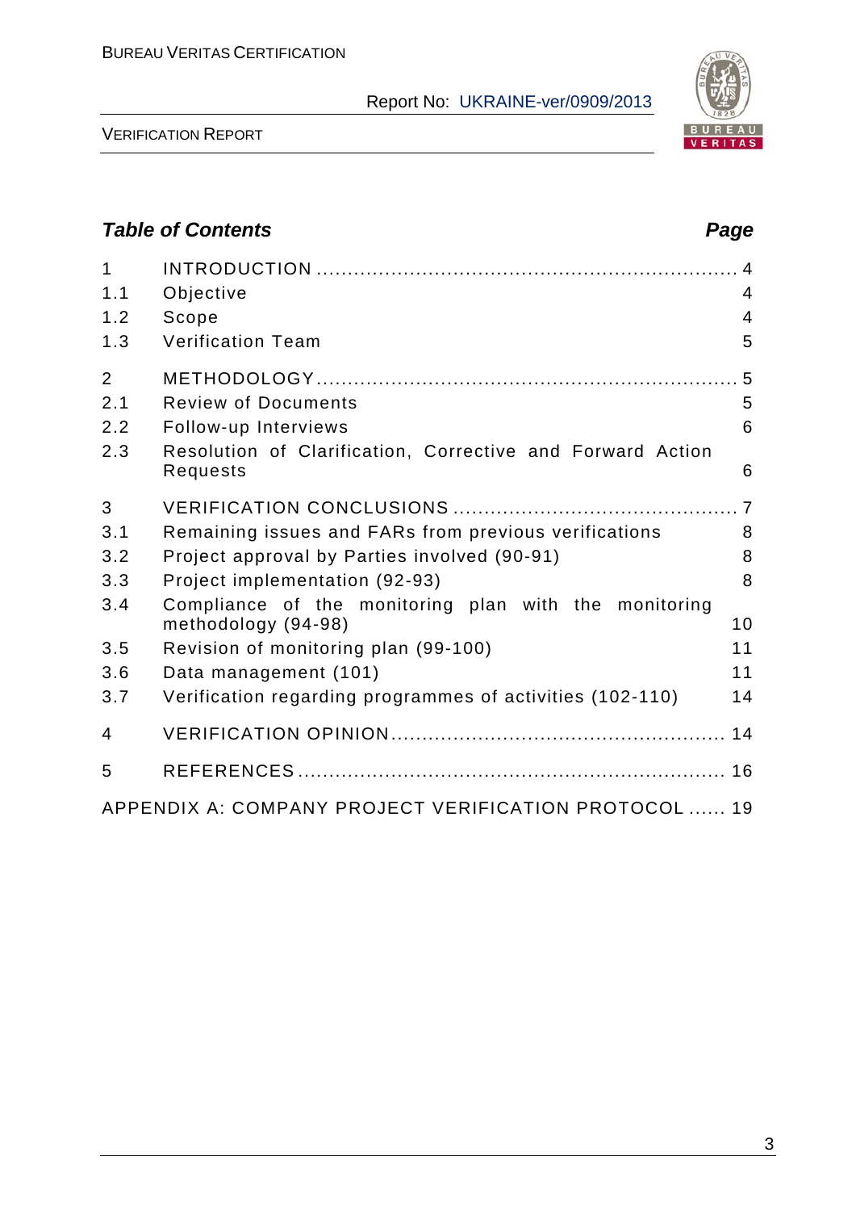## Table of Contents

| | | Page |
|---|---|---|
| 1 | INTRODUCTION | 4 |
| 1.1 | Objective | 4 |
| 1.2 | Scope | 4 |
| 1.3 | Verification Team | 5 |
| 2 | METHODOLOGY | 5 |
| 2.1 | Review of Documents | 5 |
| 2.2 | Follow-up Interviews | 6 |
| 2.3 | Resolution of Clarification, Corrective and Forward Action Requests | 6 |
| 3 | VERIFICATION CONCLUSIONS | 7 |
| 3.1 | Remaining issues and FARs from previous verifications | 8 |
| 3.2 | Project approval by Parties involved (90-91) | 8 |
| 3.3 | Project implementation (92-93) | 8 |
| 3.4 | Compliance of the monitoring plan with the monitoring methodology (94-98) | 10 |
| 3.5 | Revision of monitoring plan (99-100) | 11 |
| 3.6 | Data management (101) | 11 |
| 3.7 | Verification regarding programmes of activities (102-110) | 14 |
| 4 | VERIFICATION OPINION | 14 |
| 5 | REFERENCES | 16 |
| | APPENDIX A: COMPANY PROJECT VERIFICATION PROTOCOL | 19 |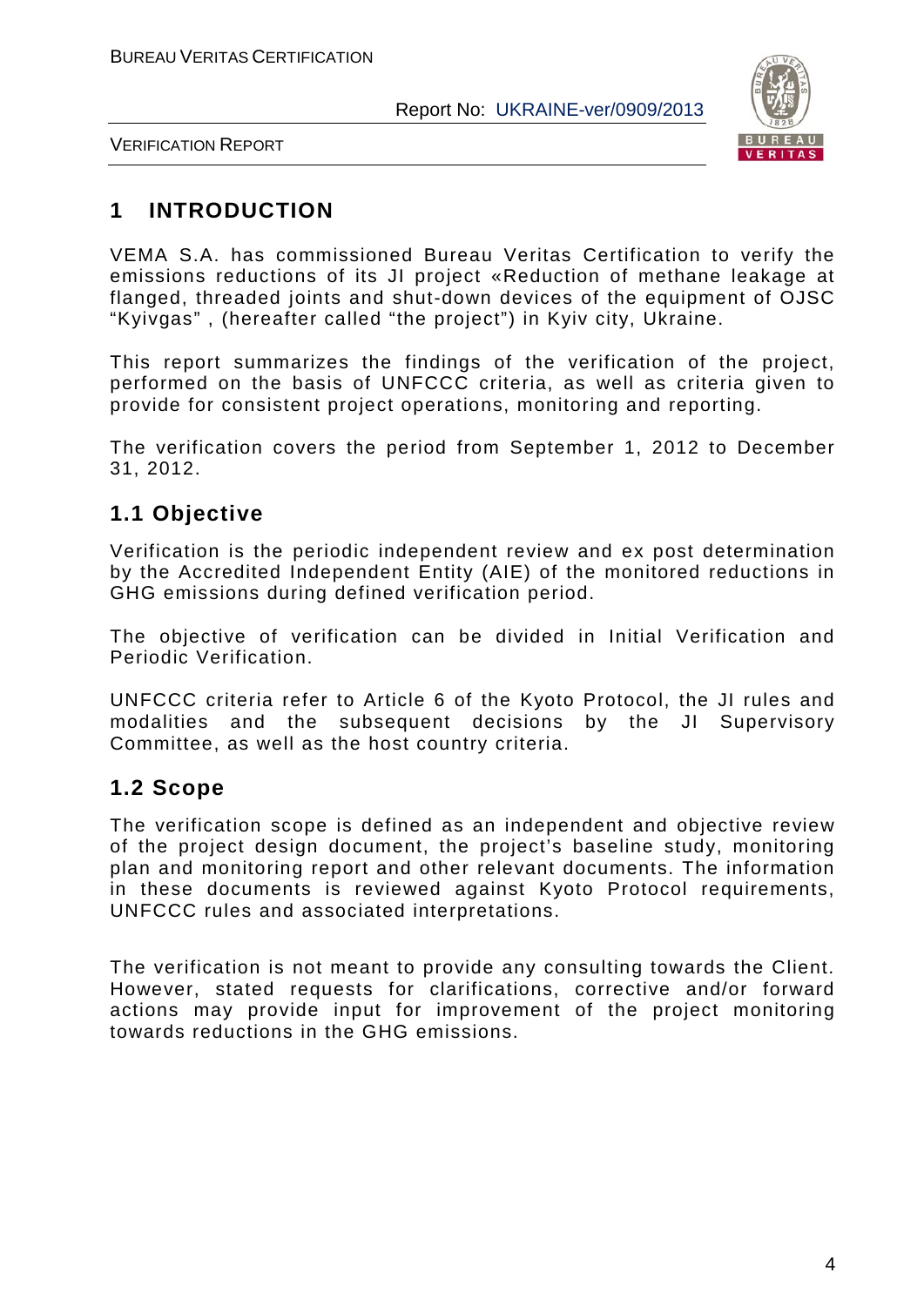# 1 INTRODUCTION

VEMA S.A. has commissioned Bureau Veritas Certification to verify the emissions reductions of its JI project «Reduction of methane leakage at flanged, threaded joints and shut-down devices of the equipment of OJSC "Kyivgas" , (hereafter called "the project") in Kyiv city, Ukraine.

This report summarizes the findings of the verification of the project, performed on the basis of UNFCCC criteria, as well as criteria given to provide for consistent project operations, monitoring and reporting.

The verification covers the period from September 1, 2012 to December 31, 2012.

## 1.1 Objective

Verification is the periodic independent review and ex post determination by the Accredited Independent Entity (AIE) of the monitored reductions in GHG emissions during defined verification period.

The objective of verification can be divided in Initial Verification and Periodic Verification.

UNFCCC criteria refer to Article 6 of the Kyoto Protocol, the JI rules and modalities and the subsequent decisions by the JI Supervisory Committee, as well as the host country criteria.

## 1.2 Scope

The verification scope is defined as an independent and objective review of the project design document, the project's baseline study, monitoring plan and monitoring report and other relevant documents. The information in these documents is reviewed against Kyoto Protocol requirements, UNFCCC rules and associated interpretations.

The verification is not meant to provide any consulting towards the Client. However, stated requests for clarifications, corrective and/or forward actions may provide input for improvement of the project monitoring towards reductions in the GHG emissions.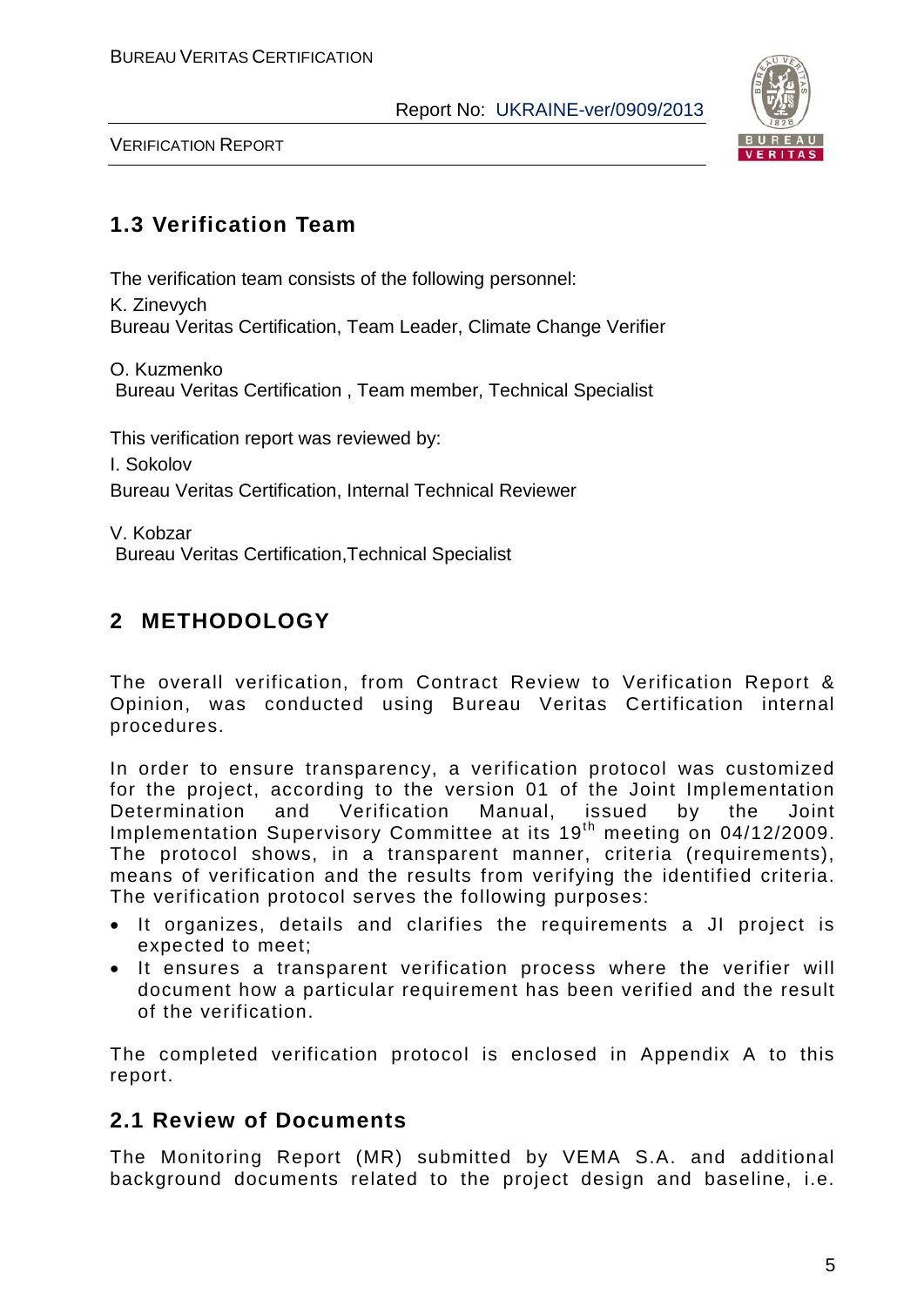## 1.3 Verification Team

The verification team consists of the following personnel:

K. Zinevych
Bureau Veritas Certification, Team Leader, Climate Change Verifier

O. Kuzmenko
Bureau Veritas Certification , Team member, Technical Specialist

This verification report was reviewed by:

I. Sokolov
Bureau Veritas Certification, Internal Technical Reviewer

V. Kobzar
Bureau Veritas Certification,Technical Specialist

# 2 METHODOLOGY

The overall verification, from Contract Review to Verification Report & Opinion, was conducted using Bureau Veritas Certification internal procedures.

In order to ensure transparency, a verification protocol was customized for the project, according to the version 01 of the Joint Implementation Determination and Verification Manual, issued by the Joint Implementation Supervisory Committee at its 19th meeting on 04/12/2009. The protocol shows, in a transparent manner, criteria (requirements), means of verification and the results from verifying the identified criteria. The verification protocol serves the following purposes:

- It organizes, details and clarifies the requirements a JI project is expected to meet;
- It ensures a transparent verification process where the verifier will document how a particular requirement has been verified and the result of the verification.

The completed verification protocol is enclosed in Appendix A to this report.

## 2.1 Review of Documents

The Monitoring Report (MR) submitted by VEMA S.A. and additional background documents related to the project design and baseline, i.e.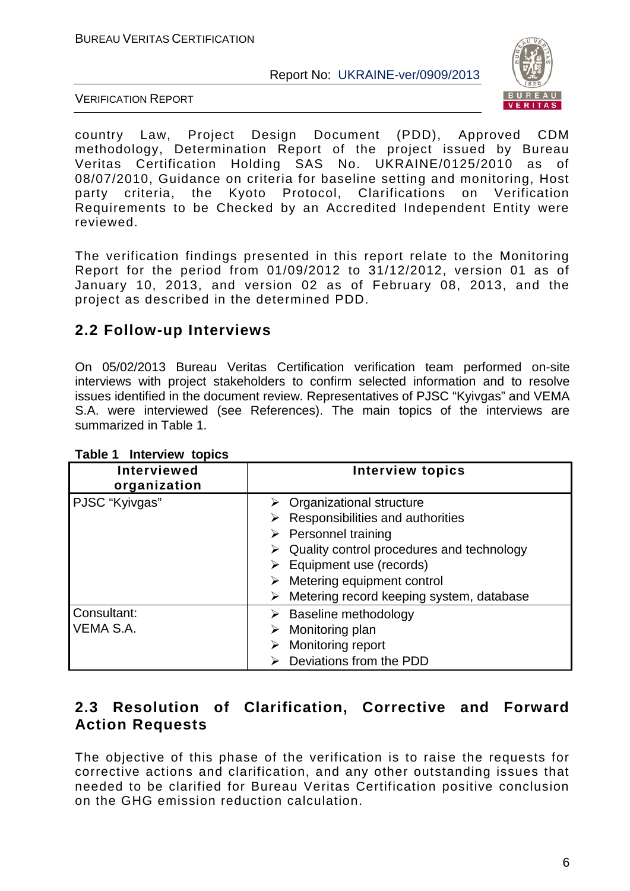country Law, Project Design Document (PDD), Approved CDM methodology, Determination Report of the project issued by Bureau Veritas Certification Holding SAS No. UKRAINE/0125/2010 as of 08/07/2010, Guidance on criteria for baseline setting and monitoring, Host party criteria, the Kyoto Protocol, Clarifications on Verification Requirements to be Checked by an Accredited Independent Entity were reviewed.

The verification findings presented in this report relate to the Monitoring Report for the period from 01/09/2012 to 31/12/2012, version 01 as of January 10, 2013, and version 02 as of February 08, 2013, and the project as described in the determined PDD.

## 2.2 Follow-up Interviews

On 05/02/2013 Bureau Veritas Certification verification team performed on-site interviews with project stakeholders to confirm selected information and to resolve issues identified in the document review. Representatives of PJSC "Kyivgas" and VEMA S.A. were interviewed (see References). The main topics of the interviews are summarized in Table 1.

**Table 1 Interview topics**

| Interviewed organization | Interview topics |
|---|---|
| PJSC "Kyivgas" | ➢ Organizational structure<br>➢ Responsibilities and authorities<br>➢ Personnel training<br>➢ Quality control procedures and technology<br>➢ Equipment use (records)<br>➢ Metering equipment control<br>➢ Metering record keeping system, database |
| Consultant: VEMA S.A. | ➢ Baseline methodology<br>➢ Monitoring plan<br>➢ Monitoring report<br>➢ Deviations from the PDD |

## 2.3 Resolution of Clarification, Corrective and Forward Action Requests

The objective of this phase of the verification is to raise the requests for corrective actions and clarification, and any other outstanding issues that needed to be clarified for Bureau Veritas Certification positive conclusion on the GHG emission reduction calculation.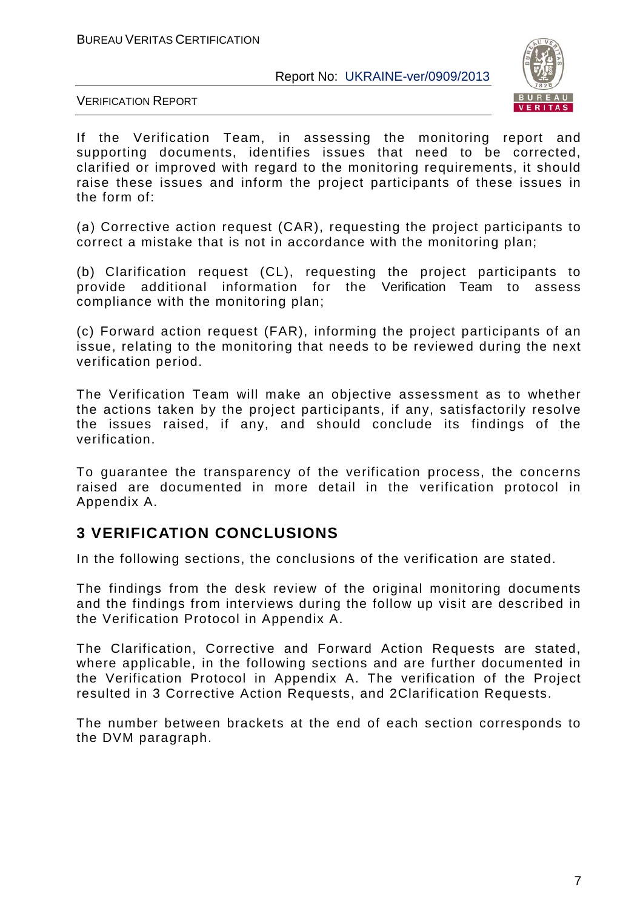If the Verification Team, in assessing the monitoring report and supporting documents, identifies issues that need to be corrected, clarified or improved with regard to the monitoring requirements, it should raise these issues and inform the project participants of these issues in the form of:

(a) Corrective action request (CAR), requesting the project participants to correct a mistake that is not in accordance with the monitoring plan;

(b) Clarification request (CL), requesting the project participants to provide additional information for the Verification Team to assess compliance with the monitoring plan;

(c) Forward action request (FAR), informing the project participants of an issue, relating to the monitoring that needs to be reviewed during the next verification period.

The Verification Team will make an objective assessment as to whether the actions taken by the project participants, if any, satisfactorily resolve the issues raised, if any, and should conclude its findings of the verification.

To guarantee the transparency of the verification process, the concerns raised are documented in more detail in the verification protocol in Appendix A.

## 3 VERIFICATION CONCLUSIONS

In the following sections, the conclusions of the verification are stated.

The findings from the desk review of the original monitoring documents and the findings from interviews during the follow up visit are described in the Verification Protocol in Appendix A.

The Clarification, Corrective and Forward Action Requests are stated, where applicable, in the following sections and are further documented in the Verification Protocol in Appendix A. The verification of the Project resulted in 3 Corrective Action Requests, and 2Clarification Requests.

The number between brackets at the end of each section corresponds to the DVM paragraph.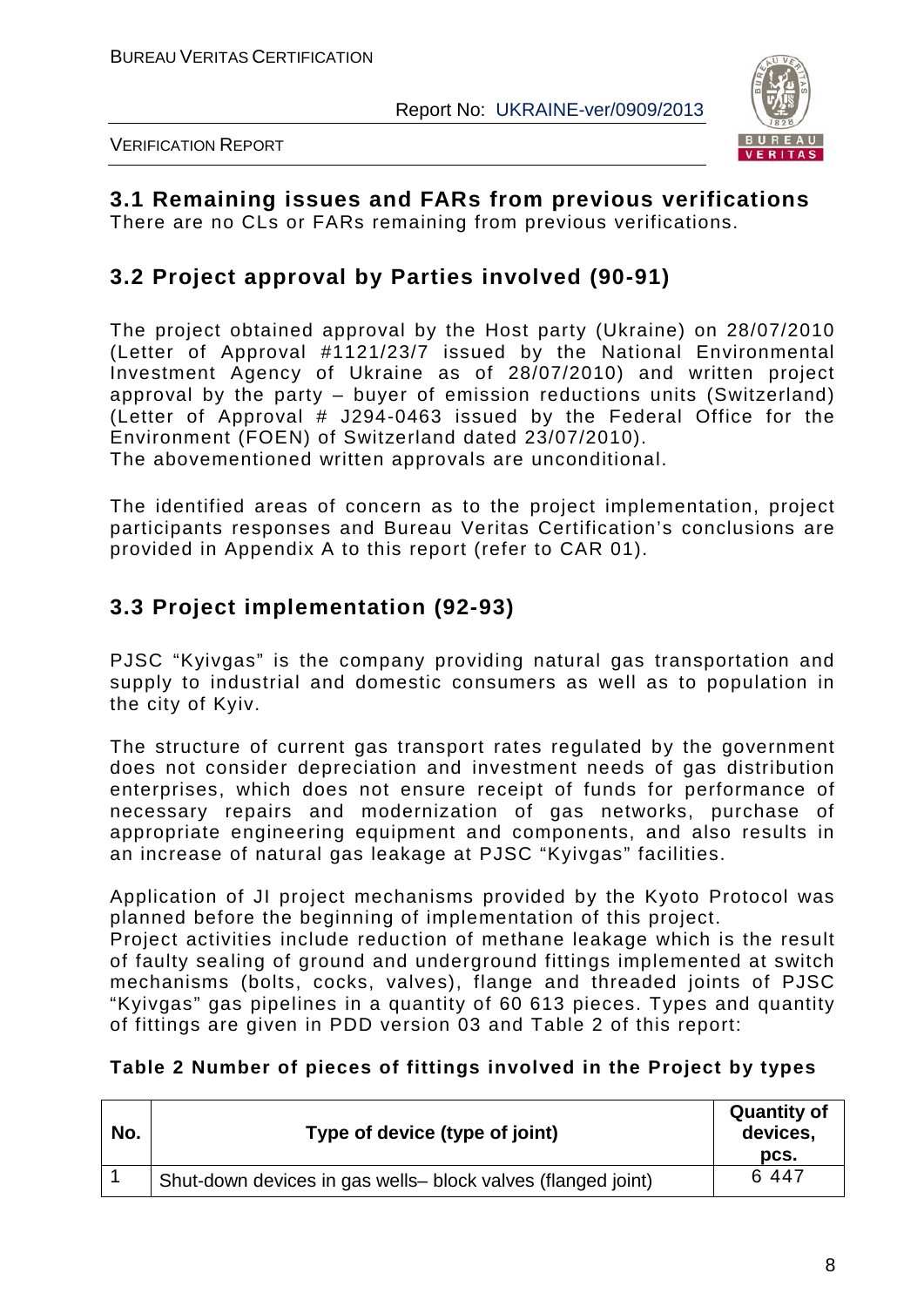## 3.1 Remaining issues and FARs from previous verifications

There are no CLs or FARs remaining from previous verifications.

## 3.2 Project approval by Parties involved (90-91)

The project obtained approval by the Host party (Ukraine) on 28/07/2010 (Letter of Approval #1121/23/7 issued by the National Environmental Investment Agency of Ukraine as of 28/07/2010) and written project approval by the party – buyer of emission reductions units (Switzerland) (Letter of Approval # J294-0463 issued by the Federal Office for the Environment (FOEN) of Switzerland dated 23/07/2010).
The abovementioned written approvals are unconditional.

The identified areas of concern as to the project implementation, project participants responses and Bureau Veritas Certification's conclusions are provided in Appendix A to this report (refer to CAR 01).

## 3.3 Project implementation (92-93)

PJSC "Kyivgas" is the company providing natural gas transportation and supply to industrial and domestic consumers as well as to population in the city of Kyiv.

The structure of current gas transport rates regulated by the government does not consider depreciation and investment needs of gas distribution enterprises, which does not ensure receipt of funds for performance of necessary repairs and modernization of gas networks, purchase of appropriate engineering equipment and components, and also results in an increase of natural gas leakage at PJSC "Kyivgas" facilities.

Application of JI project mechanisms provided by the Kyoto Protocol was planned before the beginning of implementation of this project.
Project activities include reduction of methane leakage which is the result of faulty sealing of ground and underground fittings implemented at switch mechanisms (bolts, cocks, valves), flange and threaded joints of PJSC "Kyivgas" gas pipelines in a quantity of 60 613 pieces. Types and quantity of fittings are given in PDD version 03 and Table 2 of this report:

**Table 2 Number of pieces of fittings involved in the Project by types**

| No. | Type of device (type of joint) | Quantity of devices, pcs. |
|---|---|---|
| 1 | Shut-down devices in gas wells– block valves (flanged joint) | 6 447 |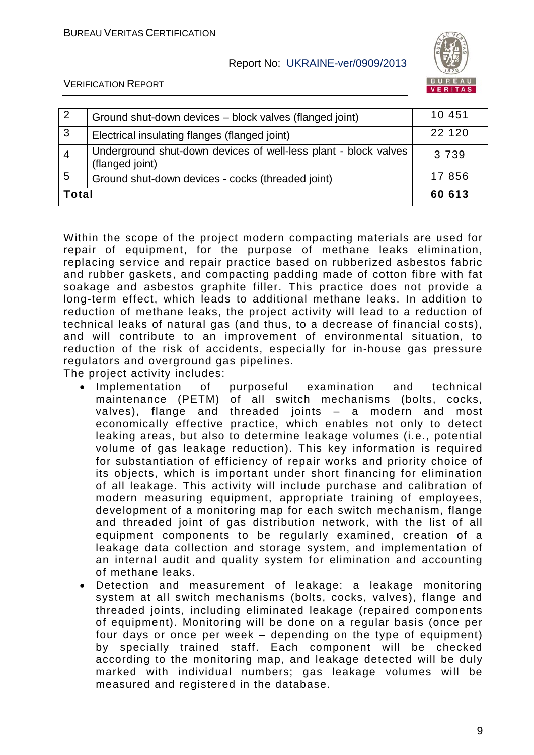| 2 | Ground shut-down devices – block valves (flanged joint) | 10 451 |
|---|---|---|
| 3 | Electrical insulating flanges (flanged joint) | 22 120 |
| 4 | Underground shut-down devices of well-less plant - block valves (flanged joint) | 3 739 |
| 5 | Ground shut-down devices - cocks (threaded joint) | 17 856 |
| **Total** | | **60 613** |

Within the scope of the project modern compacting materials are used for repair of equipment, for the purpose of methane leaks elimination, replacing service and repair practice based on rubberized asbestos fabric and rubber gaskets, and compacting padding made of cotton fibre with fat soakage and asbestos graphite filler. This practice does not provide a long-term effect, which leads to additional methane leaks. In addition to reduction of methane leaks, the project activity will lead to a reduction of technical leaks of natural gas (and thus, to a decrease of financial costs), and will contribute to an improvement of environmental situation, to reduction of the risk of accidents, especially for in-house gas pressure regulators and overground gas pipelines.

The project activity includes:

- Implementation of purposeful examination and technical maintenance (PETM) of all switch mechanisms (bolts, cocks, valves), flange and threaded joints – a modern and most economically effective practice, which enables not only to detect leaking areas, but also to determine leakage volumes (i.e., potential volume of gas leakage reduction). This key information is required for substantiation of efficiency of repair works and priority choice of its objects, which is important under short financing for elimination of all leakage. This activity will include purchase and calibration of modern measuring equipment, appropriate training of employees, development of a monitoring map for each switch mechanism, flange and threaded joint of gas distribution network, with the list of all equipment components to be regularly examined, creation of a leakage data collection and storage system, and implementation of an internal audit and quality system for elimination and accounting of methane leaks.
- Detection and measurement of leakage: a leakage monitoring system at all switch mechanisms (bolts, cocks, valves), flange and threaded joints, including eliminated leakage (repaired components of equipment). Monitoring will be done on a regular basis (once per four days or once per week – depending on the type of equipment) by specially trained staff. Each component will be checked according to the monitoring map, and leakage detected will be duly marked with individual numbers; gas leakage volumes will be measured and registered in the database.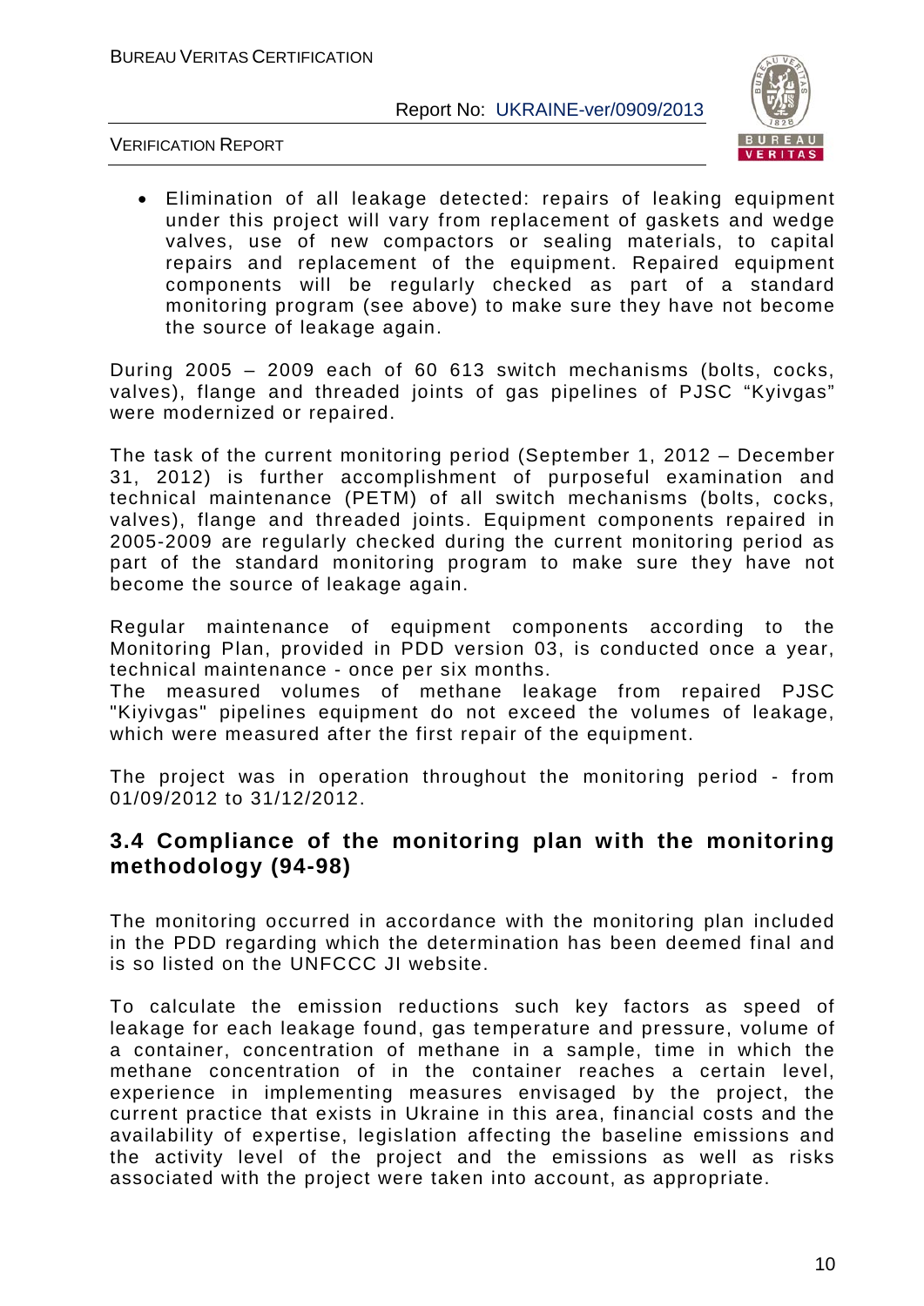- Elimination of all leakage detected: repairs of leaking equipment under this project will vary from replacement of gaskets and wedge valves, use of new compactors or sealing materials, to capital repairs and replacement of the equipment. Repaired equipment components will be regularly checked as part of a standard monitoring program (see above) to make sure they have not become the source of leakage again.

During 2005 – 2009 each of 60 613 switch mechanisms (bolts, cocks, valves), flange and threaded joints of gas pipelines of PJSC "Kyivgas" were modernized or repaired.

The task of the current monitoring period (September 1, 2012 – December 31, 2012) is further accomplishment of purposeful examination and technical maintenance (PETM) of all switch mechanisms (bolts, cocks, valves), flange and threaded joints. Equipment components repaired in 2005-2009 are regularly checked during the current monitoring period as part of the standard monitoring program to make sure they have not become the source of leakage again.

Regular maintenance of equipment components according to the Monitoring Plan, provided in PDD version 03, is conducted once a year, technical maintenance - once per six months.
The measured volumes of methane leakage from repaired PJSC "Kiyivgas" pipelines equipment do not exceed the volumes of leakage, which were measured after the first repair of the equipment.

The project was in operation throughout the monitoring period - from 01/09/2012 to 31/12/2012.

## 3.4 Compliance of the monitoring plan with the monitoring methodology (94-98)

The monitoring occurred in accordance with the monitoring plan included in the PDD regarding which the determination has been deemed final and is so listed on the UNFCCC JI website.

To calculate the emission reductions such key factors as speed of leakage for each leakage found, gas temperature and pressure, volume of a container, concentration of methane in a sample, time in which the methane concentration of in the container reaches a certain level, experience in implementing measures envisaged by the project, the current practice that exists in Ukraine in this area, financial costs and the availability of expertise, legislation affecting the baseline emissions and the activity level of the project and the emissions as well as risks associated with the project were taken into account, as appropriate.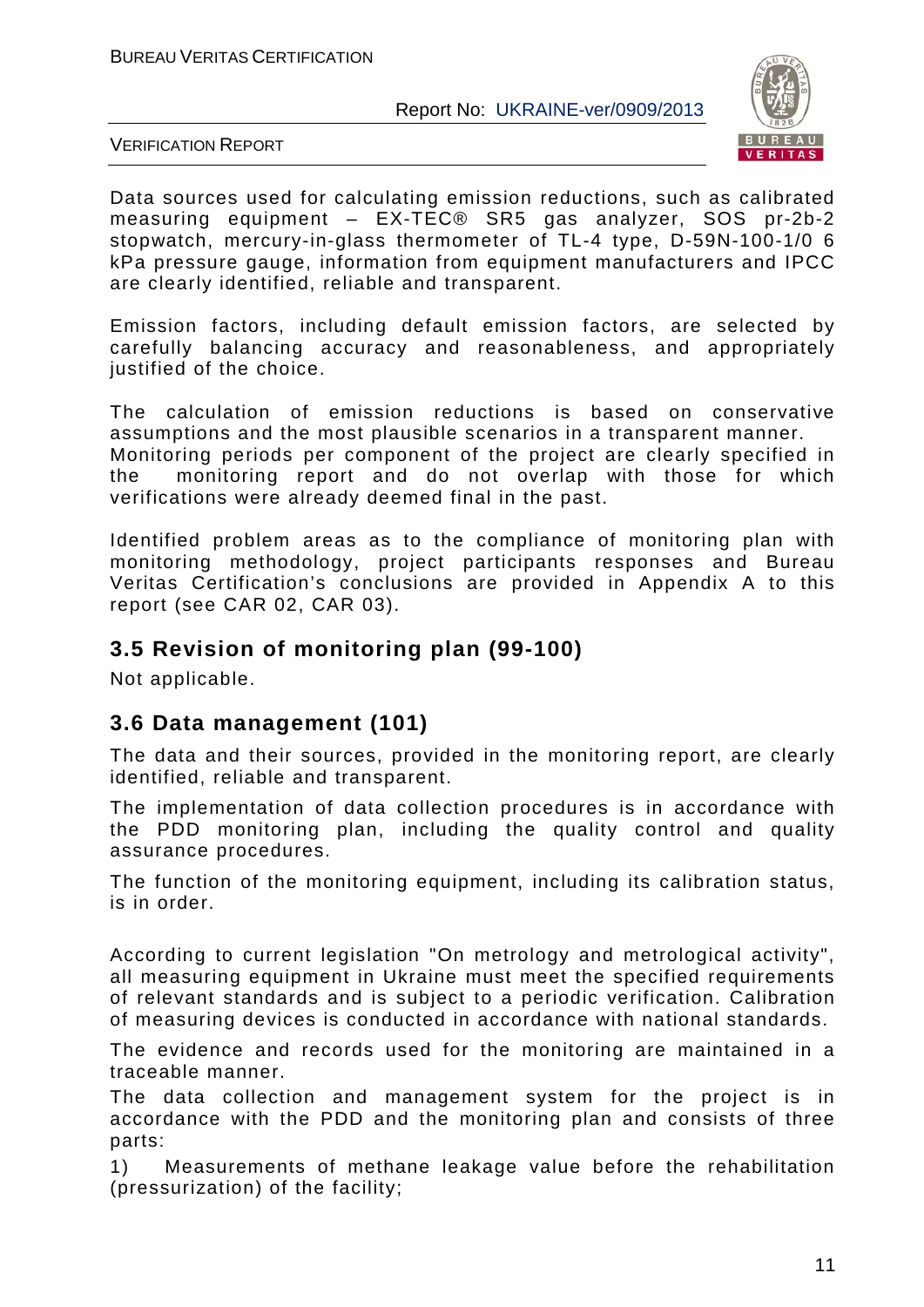Data sources used for calculating emission reductions, such as calibrated measuring equipment – EX-TEC® SR5 gas analyzer, SOS pr-2b-2 stopwatch, mercury-in-glass thermometer of TL-4 type, D-59N-100-1/0 6 kPa pressure gauge, information from equipment manufacturers and IPCC are clearly identified, reliable and transparent.

Emission factors, including default emission factors, are selected by carefully balancing accuracy and reasonableness, and appropriately justified of the choice.

The calculation of emission reductions is based on conservative assumptions and the most plausible scenarios in a transparent manner.
Monitoring periods per component of the project are clearly specified in the monitoring report and do not overlap with those for which verifications were already deemed final in the past.

Identified problem areas as to the compliance of monitoring plan with monitoring methodology, project participants responses and Bureau Veritas Certification's conclusions are provided in Appendix A to this report (see CAR 02, CAR 03).

## 3.5 Revision of monitoring plan (99-100)

Not applicable.

## 3.6 Data management (101)

The data and their sources, provided in the monitoring report, are clearly identified, reliable and transparent.

The implementation of data collection procedures is in accordance with the PDD monitoring plan, including the quality control and quality assurance procedures.

The function of the monitoring equipment, including its calibration status, is in order.

According to current legislation "On metrology and metrological activity", all measuring equipment in Ukraine must meet the specified requirements of relevant standards and is subject to a periodic verification. Calibration of measuring devices is conducted in accordance with national standards.

The evidence and records used for the monitoring are maintained in a traceable manner.
The data collection and management system for the project is in accordance with the PDD and the monitoring plan and consists of three parts:

1) Measurements of methane leakage value before the rehabilitation (pressurization) of the facility;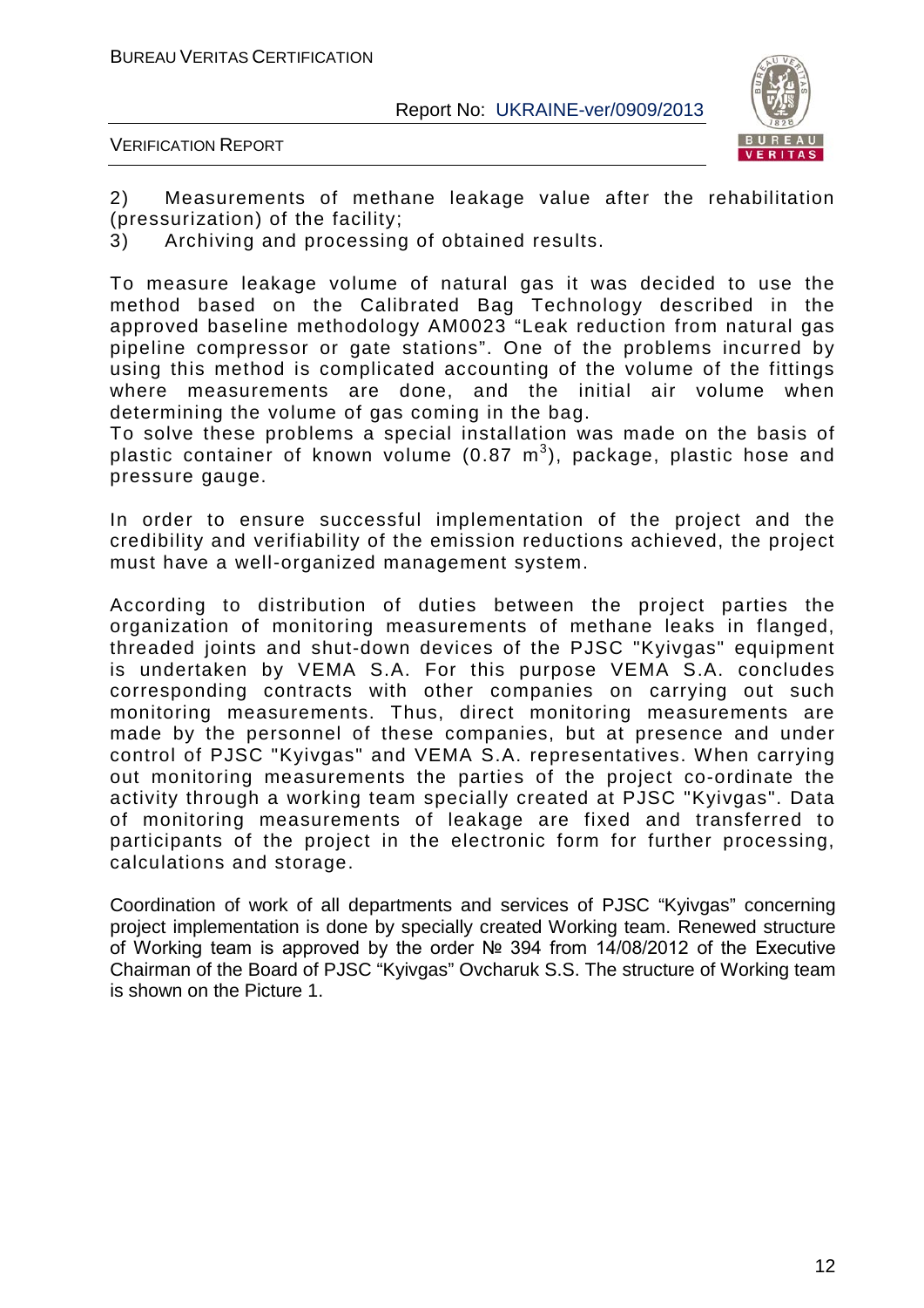2) Measurements of methane leakage value after the rehabilitation (pressurization) of the facility;

3) Archiving and processing of obtained results.

To measure leakage volume of natural gas it was decided to use the method based on the Calibrated Bag Technology described in the approved baseline methodology AM0023 "Leak reduction from natural gas pipeline compressor or gate stations". One of the problems incurred by using this method is complicated accounting of the volume of the fittings where measurements are done, and the initial air volume when determining the volume of gas coming in the bag.

To solve these problems a special installation was made on the basis of plastic container of known volume (0.87 $m^3$), package, plastic hose and pressure gauge.

In order to ensure successful implementation of the project and the credibility and verifiability of the emission reductions achieved, the project must have a well-organized management system.

According to distribution of duties between the project parties the organization of monitoring measurements of methane leaks in flanged, threaded joints and shut-down devices of the PJSC "Kyivgas" equipment is undertaken by VEMA S.A. For this purpose VEMA S.A. concludes corresponding contracts with other companies on carrying out such monitoring measurements. Thus, direct monitoring measurements are made by the personnel of these companies, but at presence and under control of PJSC "Kyivgas" and VEMA S.A. representatives. When carrying out monitoring measurements the parties of the project co-ordinate the activity through a working team specially created at PJSC "Kyivgas". Data of monitoring measurements of leakage are fixed and transferred to participants of the project in the electronic form for further processing, calculations and storage.

Coordination of work of all departments and services of PJSC "Kyivgas" concerning project implementation is done by specially created Working team. Renewed structure of Working team is approved by the order № 394 from 14/08/2012 of the Executive Chairman of the Board of PJSC "Kyivgas" Ovcharuk S.S. The structure of Working team is shown on the Picture 1.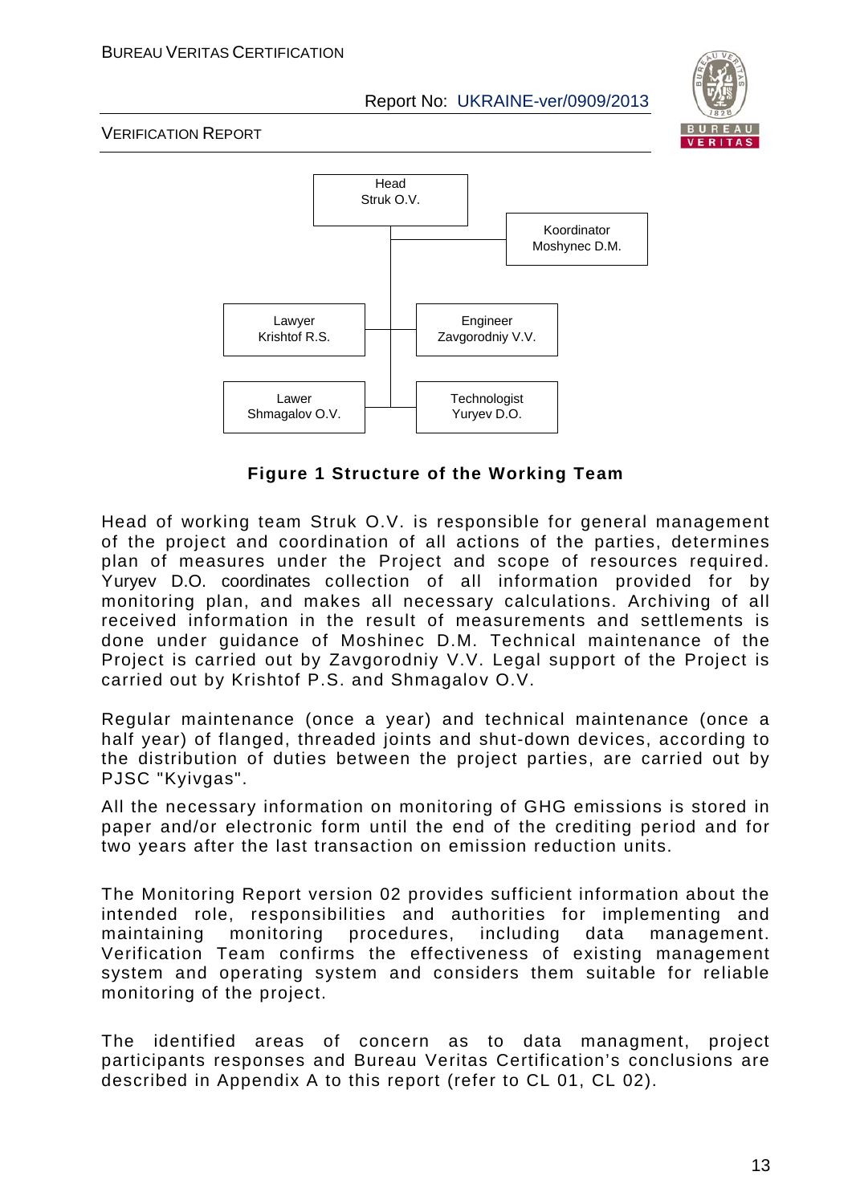Head
Struk O.V.

Koordinator
Moshynec D.M.

Lawyer
Krishtof R.S.

Engineer
Zavgorodniy V.V.

Lawer
Shmagalov O.V.

Technologist
Yuryev D.O.

**Figure 1 Structure of the Working Team**

Head of working team Struk O.V. is responsible for general management of the project and coordination of all actions of the parties, determines plan of measures under the Project and scope of resources required. Yuryev D.O. coordinates collection of all information provided for by monitoring plan, and makes all necessary calculations. Archiving of all received information in the result of measurements and settlements is done under guidance of Moshinec D.M. Technical maintenance of the Project is carried out by Zavgorodniy V.V. Legal support of the Project is carried out by Krishtof P.S. and Shmagalov O.V.

Regular maintenance (once a year) and technical maintenance (once a half year) of flanged, threaded joints and shut-down devices, according to the distribution of duties between the project parties, are carried out by PJSC "Kyivgas".

All the necessary information on monitoring of GHG emissions is stored in paper and/or electronic form until the end of the crediting period and for two years after the last transaction on emission reduction units.

The Monitoring Report version 02 provides sufficient information about the intended role, responsibilities and authorities for implementing and maintaining monitoring procedures, including data management. Verification Team confirms the effectiveness of existing management system and operating system and considers them suitable for reliable monitoring of the project.

The identified areas of concern as to data managment, project participants responses and Bureau Veritas Certification's conclusions are described in Appendix A to this report (refer to CL 01, CL 02).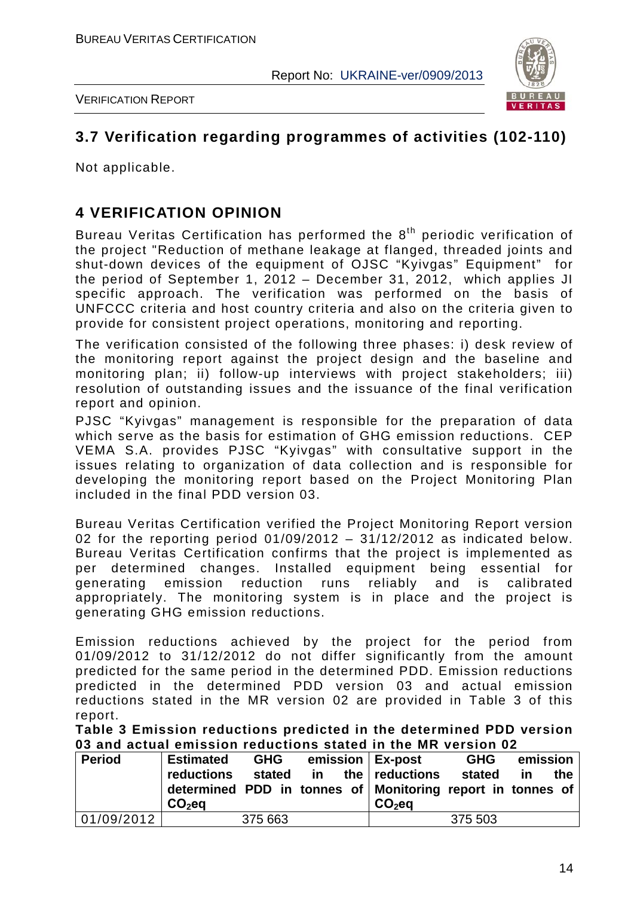## 3.7 Verification regarding programmes of activities (102-110)

Not applicable.

# 4 VERIFICATION OPINION

Bureau Veritas Certification has performed the 8th periodic verification of the project "Reduction of methane leakage at flanged, threaded joints and shut-down devices of the equipment of OJSC "Kyivgas" Equipment" for the period of September 1, 2012 – December 31, 2012, which applies JI specific approach. The verification was performed on the basis of UNFCCC criteria and host country criteria and also on the criteria given to provide for consistent project operations, monitoring and reporting.

The verification consisted of the following three phases: i) desk review of the monitoring report against the project design and the baseline and monitoring plan; ii) follow-up interviews with project stakeholders; iii) resolution of outstanding issues and the issuance of the final verification report and opinion.

PJSC "Kyivgas" management is responsible for the preparation of data which serve as the basis for estimation of GHG emission reductions. CEP VEMA S.A. provides PJSC "Kyivgas" with consultative support in the issues relating to organization of data collection and is responsible for developing the monitoring report based on the Project Monitoring Plan included in the final PDD version 03.

Bureau Veritas Certification verified the Project Monitoring Report version 02 for the reporting period 01/09/2012 – 31/12/2012 as indicated below. Bureau Veritas Certification confirms that the project is implemented as per determined changes. Installed equipment being essential for generating emission reduction runs reliably and is calibrated appropriately. The monitoring system is in place and the project is generating GHG emission reductions.

Emission reductions achieved by the project for the period from 01/09/2012 to 31/12/2012 do not differ significantly from the amount predicted for the same period in the determined PDD. Emission reductions predicted in the determined PDD version 03 and actual emission reductions stated in the MR version 02 are provided in Table 3 of this report.

**Table 3 Emission reductions predicted in the determined PDD version 03 and actual emission reductions stated in the MR version 02**

| Period | Estimated GHG emission reductions stated in the determined PDD in tonnes of $CO_2$eq | Ex-post GHG emission reductions stated in the Monitoring report in tonnes of $CO_2$eq |
|---|---|---|
| 01/09/2012 | 375 663 | 375 503 |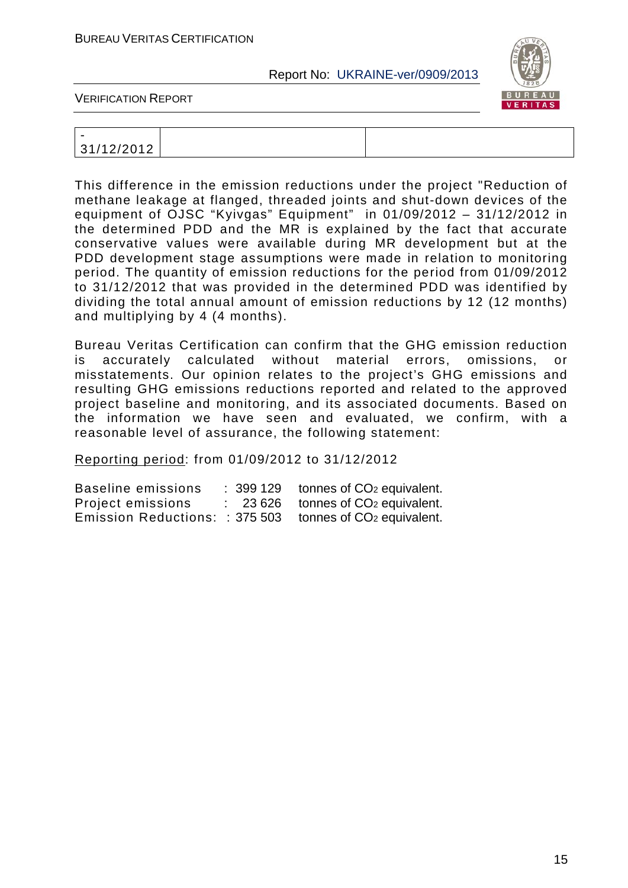| - 31/12/2012 | | |
|---|---|---|

This difference in the emission reductions under the project "Reduction of methane leakage at flanged, threaded joints and shut-down devices of the equipment of OJSC "Kyivgas" Equipment" in 01/09/2012 – 31/12/2012 in the determined PDD and the MR is explained by the fact that accurate conservative values were available during MR development but at the PDD development stage assumptions were made in relation to monitoring period. The quantity of emission reductions for the period from 01/09/2012 to 31/12/2012 that was provided in the determined PDD was identified by dividing the total annual amount of emission reductions by 12 (12 months) and multiplying by 4 (4 months).

Bureau Veritas Certification can confirm that the GHG emission reduction is accurately calculated without material errors, omissions, or misstatements. Our opinion relates to the project's GHG emissions and resulting GHG emissions reductions reported and related to the approved project baseline and monitoring, and its associated documents. Based on the information we have seen and evaluated, we confirm, with a reasonable level of assurance, the following statement:

Reporting period: from 01/09/2012 to 31/12/2012

Baseline emissions : 399 129 tonnes of $CO_2$ equivalent.
Project emissions : 23 626 tonnes of $CO_2$ equivalent.
Emission Reductions: : 375 503 tonnes of $CO_2$ equivalent.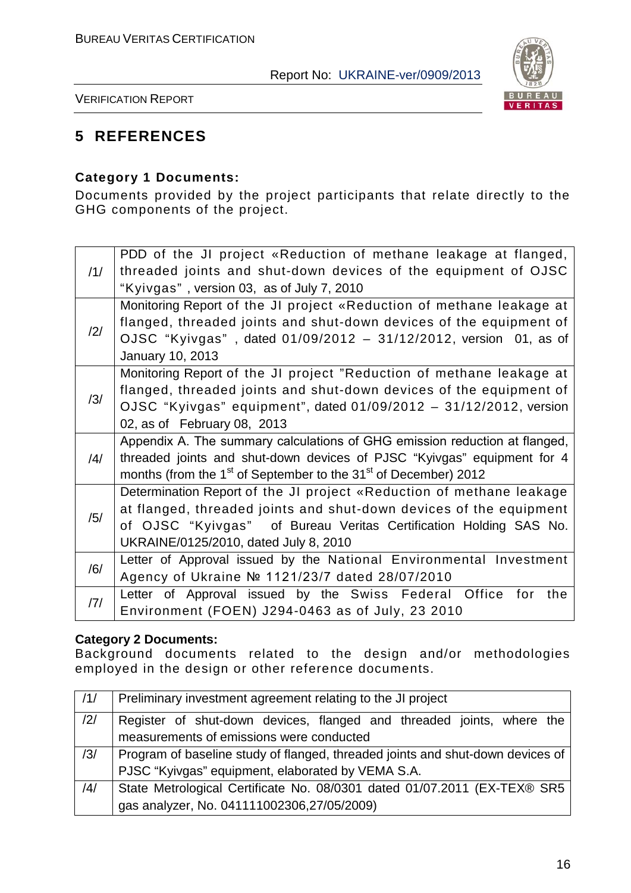# 5 REFERENCES

**Category 1 Documents:**

Documents provided by the project participants that relate directly to the GHG components of the project.

| | |
|---|---|
| /1/ | PDD of the JI project «Reduction of methane leakage at flanged, threaded joints and shut-down devices of the equipment of OJSC "Kyivgas" , version 03, as of July 7, 2010 |
| /2/ | Monitoring Report of the JI project «Reduction of methane leakage at flanged, threaded joints and shut-down devices of the equipment of OJSC "Kyivgas" , dated 01/09/2012 – 31/12/2012, version 01, as of January 10, 2013 |
| /3/ | Monitoring Report of the JI project "Reduction of methane leakage at flanged, threaded joints and shut-down devices of the equipment of OJSC "Kyivgas" equipment", dated 01/09/2012 – 31/12/2012, version 02, as of February 08, 2013 |
| /4/ | Appendix A. The summary calculations of GHG emission reduction at flanged, threaded joints and shut-down devices of PJSC "Kyivgas" equipment for 4 months (from the 1st of September to the 31st of December) 2012 |
| /5/ | Determination Report of the JI project «Reduction of methane leakage at flanged, threaded joints and shut-down devices of the equipment of OJSC "Kyivgas" of Bureau Veritas Certification Holding SAS No. UKRAINE/0125/2010, dated July 8, 2010 |
| /6/ | Letter of Approval issued by the National Environmental Investment Agency of Ukraine № 1121/23/7 dated 28/07/2010 |
| /7/ | Letter of Approval issued by the Swiss Federal Office for the Environment (FOEN) J294-0463 as of July, 23 2010 |

**Category 2 Documents:**

Background documents related to the design and/or methodologies employed in the design or other reference documents.

| | |
|---|---|
| /1/ | Preliminary investment agreement relating to the JI project |
| /2/ | Register of shut-down devices, flanged and threaded joints, where the measurements of emissions were conducted |
| /3/ | Program of baseline study of flanged, threaded joints and shut-down devices of PJSC "Kyivgas" equipment, elaborated by VEMA S.A. |
| /4/ | State Metrological Certificate No. 08/0301 dated 01/07.2011 (EX-TEX® SR5 gas analyzer, No. 041111002306,27/05/2009) |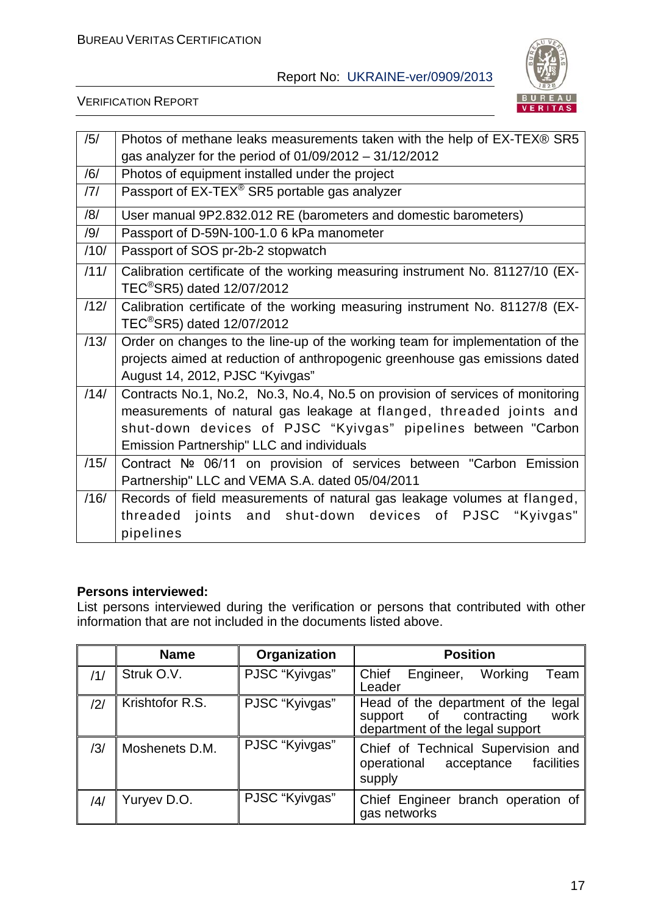| | |
|---|---|
| /5/ | Photos of methane leaks measurements taken with the help of EX-TEX® SR5 gas analyzer for the period of 01/09/2012 – 31/12/2012 |
| /6/ | Photos of equipment installed under the project |
| /7/ | Passport of EX-TEX® SR5 portable gas analyzer |
| /8/ | User manual 9P2.832.012 RE (barometers and domestic barometers) |
| /9/ | Passport of D-59N-100-1.0 6 kPa manometer |
| /10/ | Passport of SOS pr-2b-2 stopwatch |
| /11/ | Calibration certificate of the working measuring instrument No. 81127/10 (EX-TEC®SR5) dated 12/07/2012 |
| /12/ | Calibration certificate of the working measuring instrument No. 81127/8 (EX-TEC®SR5) dated 12/07/2012 |
| /13/ | Order on changes to the line-up of the working team for implementation of the projects aimed at reduction of anthropogenic greenhouse gas emissions dated August 14, 2012, PJSC "Kyivgas" |
| /14/ | Contracts No.1, No.2, No.3, No.4, No.5 on provision of services of monitoring measurements of natural gas leakage at flanged, threaded joints and shut-down devices of PJSC "Kyivgas" pipelines between "Carbon Emission Partnership" LLC and individuals |
| /15/ | Contract № 06/11 on provision of services between "Carbon Emission Partnership" LLC and VEMA S.A. dated 05/04/2011 |
| /16/ | Records of field measurements of natural gas leakage volumes at flanged, threaded joints and shut-down devices of PJSC "Kyivgas" pipelines |

**Persons interviewed:**

List persons interviewed during the verification or persons that contributed with other information that are not included in the documents listed above.

| | Name | Organization | Position |
|---|---|---|---|
| /1/ | Struk O.V. | PJSC "Kyivgas" | Chief Engineer, Working Team Leader |
| /2/ | Krishtofor R.S. | PJSC "Kyivgas" | Head of the department of the legal support of contracting work department of the legal support |
| /3/ | Moshenets D.M. | PJSC "Kyivgas" | Chief of Technical Supervision and operational acceptance facilities supply |
| /4/ | Yuryev D.O. | PJSC "Kyivgas" | Chief Engineer branch operation of gas networks |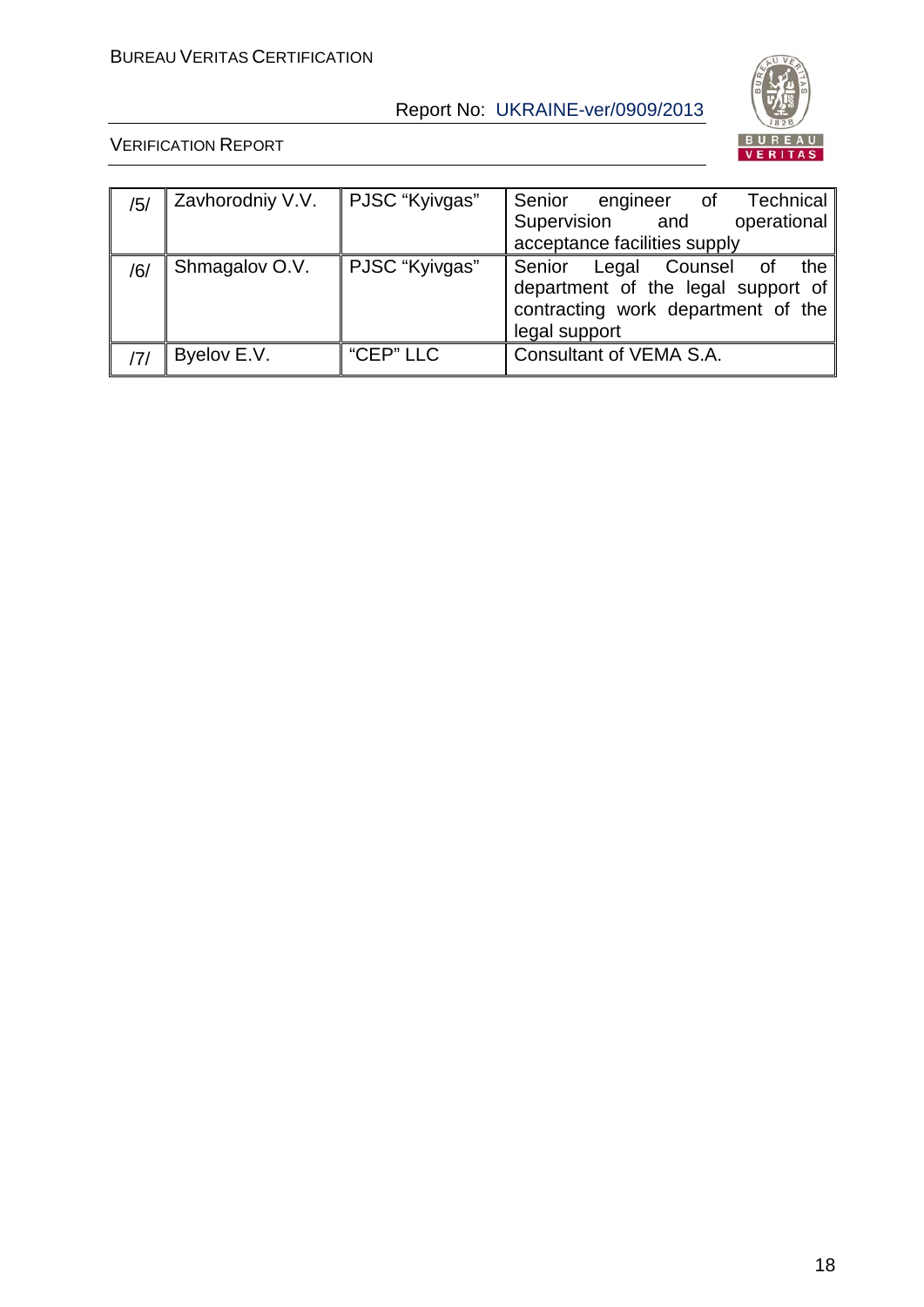| /5/ | Zavhorodniy V.V. | PJSC “Kyivgas” | Senior engineer of Technical Supervision and operational acceptance facilities supply |
|---|---|---|---|
| /6/ | Shmagalov O.V. | PJSC “Kyivgas” | Senior Legal Counsel of the department of the legal support of contracting work department of the legal support |
| /7/ | Byelov E.V. | “CEP” LLC | Consultant of VEMA S.A. |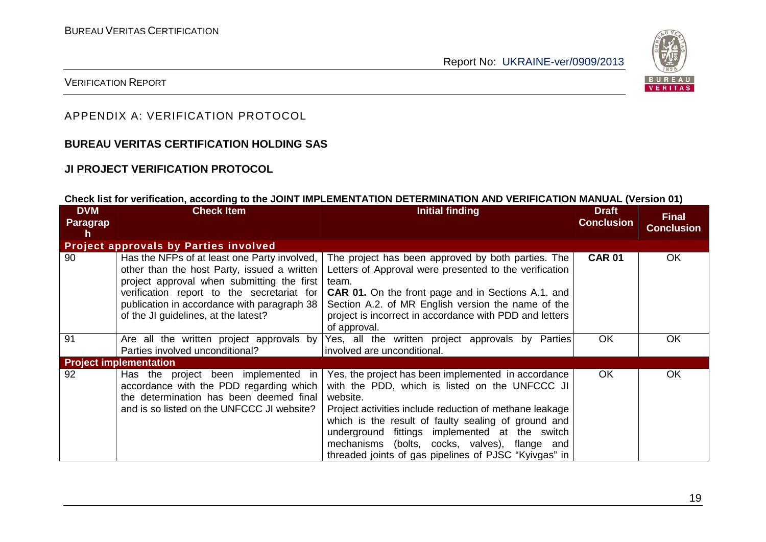## APPENDIX A: VERIFICATION PROTOCOL

### BUREAU VERITAS CERTIFICATION HOLDING SAS

### JI PROJECT VERIFICATION PROTOCOL

**Check list for verification, according to the JOINT IMPLEMENTATION DETERMINATION AND VERIFICATION MANUAL (Version 01)**

| DVM Paragraph | Check Item | Initial finding | Draft Conclusion | Final Conclusion |
|---|---|---|---|---|
| **Project approvals by Parties involved** | | | | |
| 90 | Has the NFPs of at least one Party involved, other than the host Party, issued a written project approval when submitting the first verification report to the secretariat for publication in accordance with paragraph 38 of the JI guidelines, at the latest? | The project has been approved by both parties. The Letters of Approval were presented to the verification team.<br>**CAR 01.** On the front page and in Sections A.1. and Section A.2. of MR English version the name of the project is incorrect in accordance with PDD and letters of approval. | **CAR 01** | OK |
| 91 | Are all the written project approvals by Parties involved unconditional? | Yes, all the written project approvals by Parties involved are unconditional. | OK | OK |
| **Project implementation** | | | | |
| 92 | Has the project been implemented in accordance with the PDD regarding which the determination has been deemed final and is so listed on the UNFCCC JI website? | Yes, the project has been implemented in accordance with the PDD, which is listed on the UNFCCC JI website.<br>Project activities include reduction of methane leakage which is the result of faulty sealing of ground and underground fittings implemented at the switch mechanisms (bolts, cocks, valves), flange and threaded joints of gas pipelines of PJSC "Kyivgas" in | OK | OK |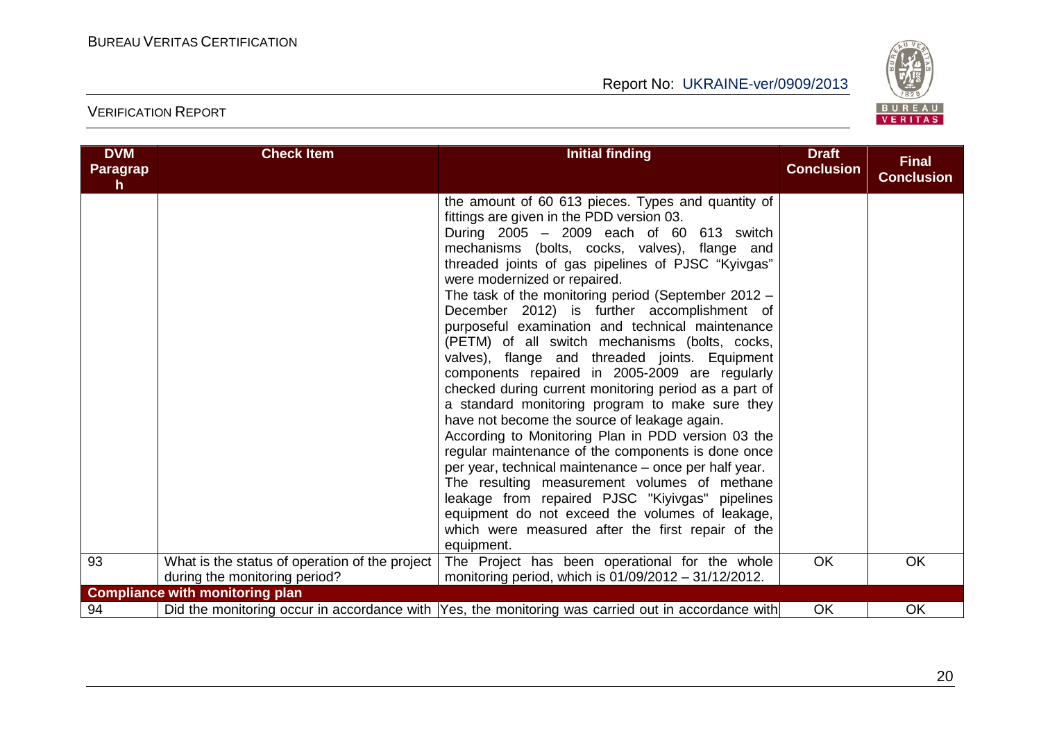| DVM Paragraph | Check Item | Initial finding | Draft Conclusion | Final Conclusion |
|---|---|---|---|---|
| | | the amount of 60 613 pieces. Types and quantity of fittings are given in the PDD version 03. During 2005 – 2009 each of 60 613 switch mechanisms (bolts, cocks, valves), flange and threaded joints of gas pipelines of PJSC "Kyivgas" were modernized or repaired. The task of the monitoring period (September 2012 – December 2012) is further accomplishment of purposeful examination and technical maintenance (PETM) of all switch mechanisms (bolts, cocks, valves), flange and threaded joints. Equipment components repaired in 2005-2009 are regularly checked during current monitoring period as a part of a standard monitoring program to make sure they have not become the source of leakage again. According to Monitoring Plan in PDD version 03 the regular maintenance of the components is done once per year, technical maintenance – once per half year. The resulting measurement volumes of methane leakage from repaired PJSC "Kiyivgas" pipelines equipment do not exceed the volumes of leakage, which were measured after the first repair of the equipment. | | |
| 93 | What is the status of operation of the project during the monitoring period? | The Project has been operational for the whole monitoring period, which is 01/09/2012 – 31/12/2012. | OK | OK |
| **Compliance with monitoring plan** | | | | |
| 94 | Did the monitoring occur in accordance with | Yes, the monitoring was carried out in accordance with | OK | OK |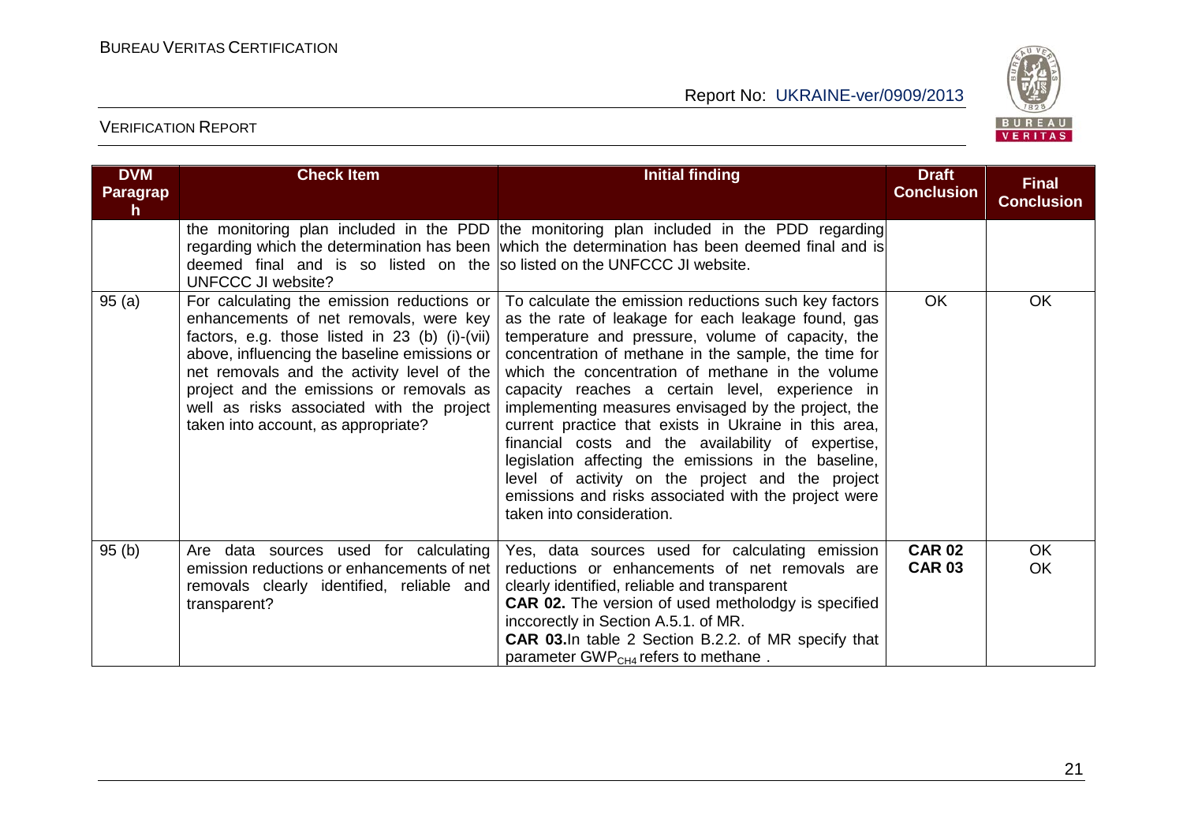| DVM Paragraph | Check Item | Initial finding | Draft Conclusion | Final Conclusion |
|---|---|---|---|---|
| | the monitoring plan included in the PDD regarding which the determination has been deemed final and is so listed on the UNFCCC JI website? | the monitoring plan included in the PDD regarding which the determination has been deemed final and is so listed on the UNFCCC JI website. | | |
| 95 (a) | For calculating the emission reductions or enhancements of net removals, were key factors, e.g. those listed in 23 (b) (i)-(vii) above, influencing the baseline emissions or net removals and the activity level of the project and the emissions or removals as well as risks associated with the project taken into account, as appropriate? | To calculate the emission reductions such key factors as the rate of leakage for each leakage found, gas temperature and pressure, volume of capacity, the concentration of methane in the sample, the time for which the concentration of methane in the volume capacity reaches a certain level, experience in implementing measures envisaged by the project, the current practice that exists in Ukraine in this area, financial costs and the availability of expertise, legislation affecting the emissions in the baseline, level of activity on the project and the project emissions and risks associated with the project were taken into consideration. | OK | OK |
| 95 (b) | Are data sources used for calculating emission reductions or enhancements of net removals clearly identified, reliable and transparent? | Yes, data sources used for calculating emission reductions or enhancements of net removals are clearly identified, reliable and transparent<br>**CAR 02.** The version of used methodolgy is specified inccorectly in Section A.5.1. of MR.<br>**CAR 03.** In table 2 Section B.2.2. of MR specify that parameter $GWP_{CH4}$ refers to methane . | **CAR 02**<br>**CAR 03** | OK<br>OK |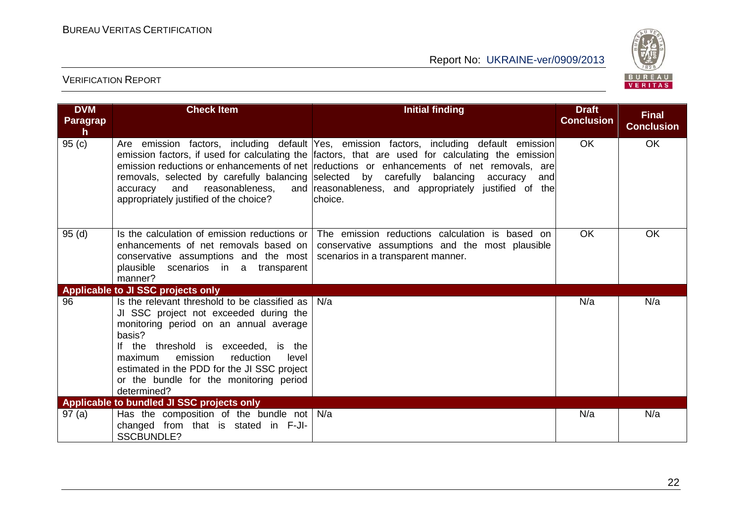| DVM Paragraph | Check Item | Initial finding | Draft Conclusion | Final Conclusion |
|---|---|---|---|---|
| 95 (c) | Are emission factors, including default emission factors, if used for calculating the emission reductions or enhancements of net removals, selected by carefully balancing accuracy and reasonableness, and appropriately justified of the choice? | Yes, emission factors, including default emission factors, that are used for calculating the emission reductions or enhancements of net removals, are selected by carefully balancing accuracy and reasonableness, and appropriately justified of the choice. | OK | OK |
| 95 (d) | Is the calculation of emission reductions or enhancements of net removals based on conservative assumptions and the most plausible scenarios in a transparent manner? | The emission reductions calculation is based on conservative assumptions and the most plausible scenarios in a transparent manner. | OK | OK |
| **Applicable to JI SSC projects only** | | | | |
| 96 | Is the relevant threshold to be classified as JI SSC project not exceeded during the monitoring period on an annual average basis?<br>If the threshold is exceeded, is the maximum emission reduction level estimated in the PDD for the JI SSC project or the bundle for the monitoring period determined? | N/a | N/a | N/a |
| **Applicable to bundled JI SSC projects only** | | | | |
| 97 (a) | Has the composition of the bundle not changed from that is stated in F-JI-SSCBUNDLE? | N/a | N/a | N/a |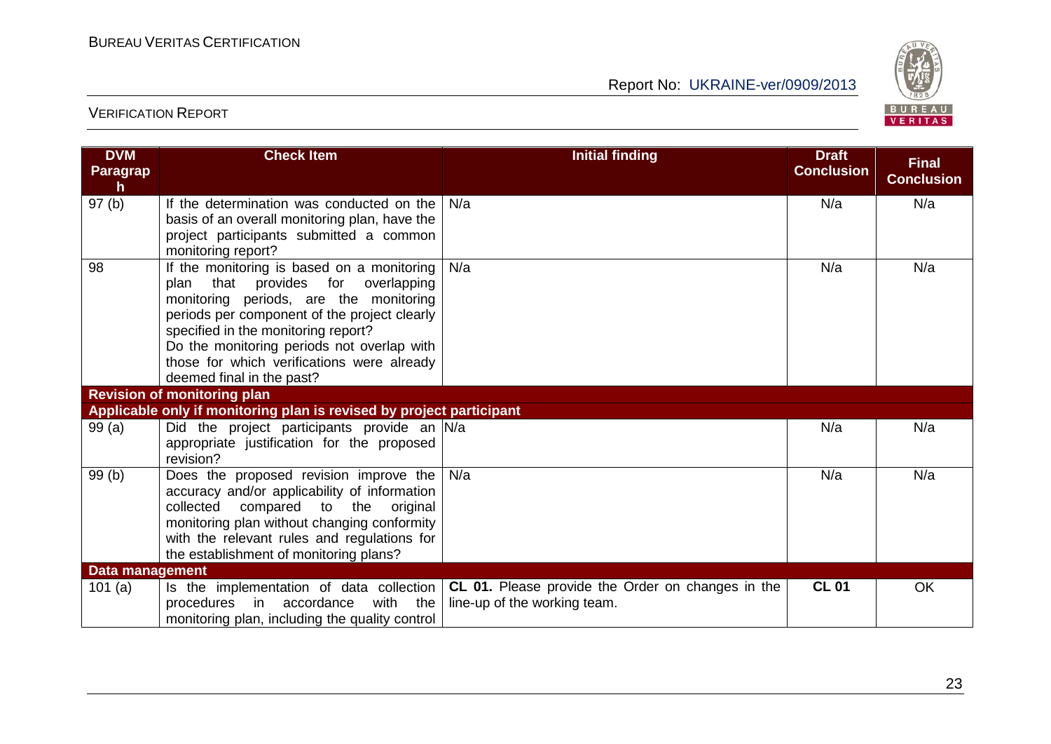| DVM Paragraph | Check Item | Initial finding | Draft Conclusion | Final Conclusion |
|---|---|---|---|---|
| 97 (b) | If the determination was conducted on the basis of an overall monitoring plan, have the project participants submitted a common monitoring report? | N/a | N/a | N/a |
| 98 | If the monitoring is based on a monitoring plan that provides for overlapping monitoring periods, are the monitoring periods per component of the project clearly specified in the monitoring report? Do the monitoring periods not overlap with those for which verifications were already deemed final in the past? | N/a | N/a | N/a |
| **Revision of monitoring plan** | | | | |
| **Applicable only if monitoring plan is revised by project participant** | | | | |
| 99 (a) | Did the project participants provide an appropriate justification for the proposed revision? | N/a | N/a | N/a |
| 99 (b) | Does the proposed revision improve the accuracy and/or applicability of information collected compared to the original monitoring plan without changing conformity with the relevant rules and regulations for the establishment of monitoring plans? | N/a | N/a | N/a |
| **Data management** | | | | |
| 101 (a) | Is the implementation of data collection procedures in accordance with the monitoring plan, including the quality control | **CL 01.** Please provide the Order on changes in the line-up of the working team. | **CL 01** | OK |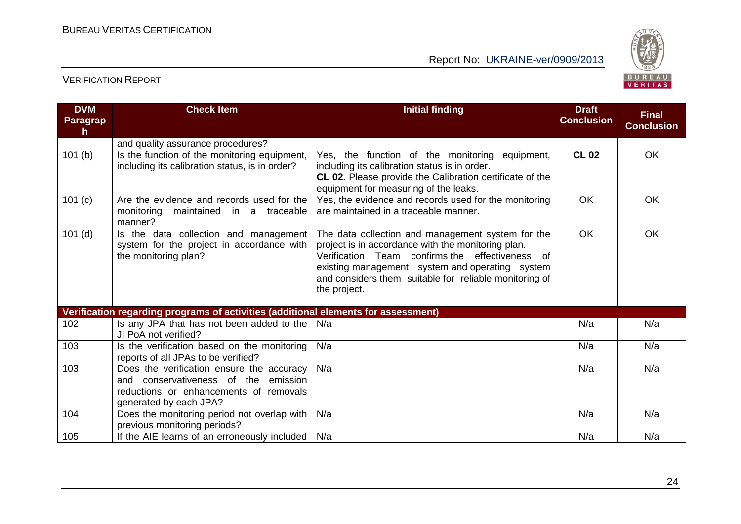| DVM Paragraph | Check Item | Initial finding | Draft Conclusion | Final Conclusion |
|---|---|---|---|---|
| | and quality assurance procedures? | | | |
| 101 (b) | Is the function of the monitoring equipment, including its calibration status, is in order? | Yes, the function of the monitoring equipment, including its calibration status is in order. **CL 02.** Please provide the Calibration certificate of the equipment for measuring of the leaks. | **CL 02** | OK |
| 101 (c) | Are the evidence and records used for the monitoring maintained in a traceable manner? | Yes, the evidence and records used for the monitoring are maintained in a traceable manner. | OK | OK |
| 101 (d) | Is the data collection and management system for the project in accordance with the monitoring plan? | The data collection and management system for the project is in accordance with the monitoring plan. Verification Team confirms the effectiveness of existing management system and operating system and considers them suitable for reliable monitoring of the project. | OK | OK |
| **Verification regarding programs of activities (additional elements for assessment)** | | | | |
| 102 | Is any JPA that has not been added to the JI PoA not verified? | N/a | N/a | N/a |
| 103 | Is the verification based on the monitoring reports of all JPAs to be verified? | N/a | N/a | N/a |
| 103 | Does the verification ensure the accuracy and conservativeness of the emission reductions or enhancements of removals generated by each JPA? | N/a | N/a | N/a |
| 104 | Does the monitoring period not overlap with previous monitoring periods? | N/a | N/a | N/a |
| 105 | If the AIE learns of an erroneously included | N/a | N/a | N/a |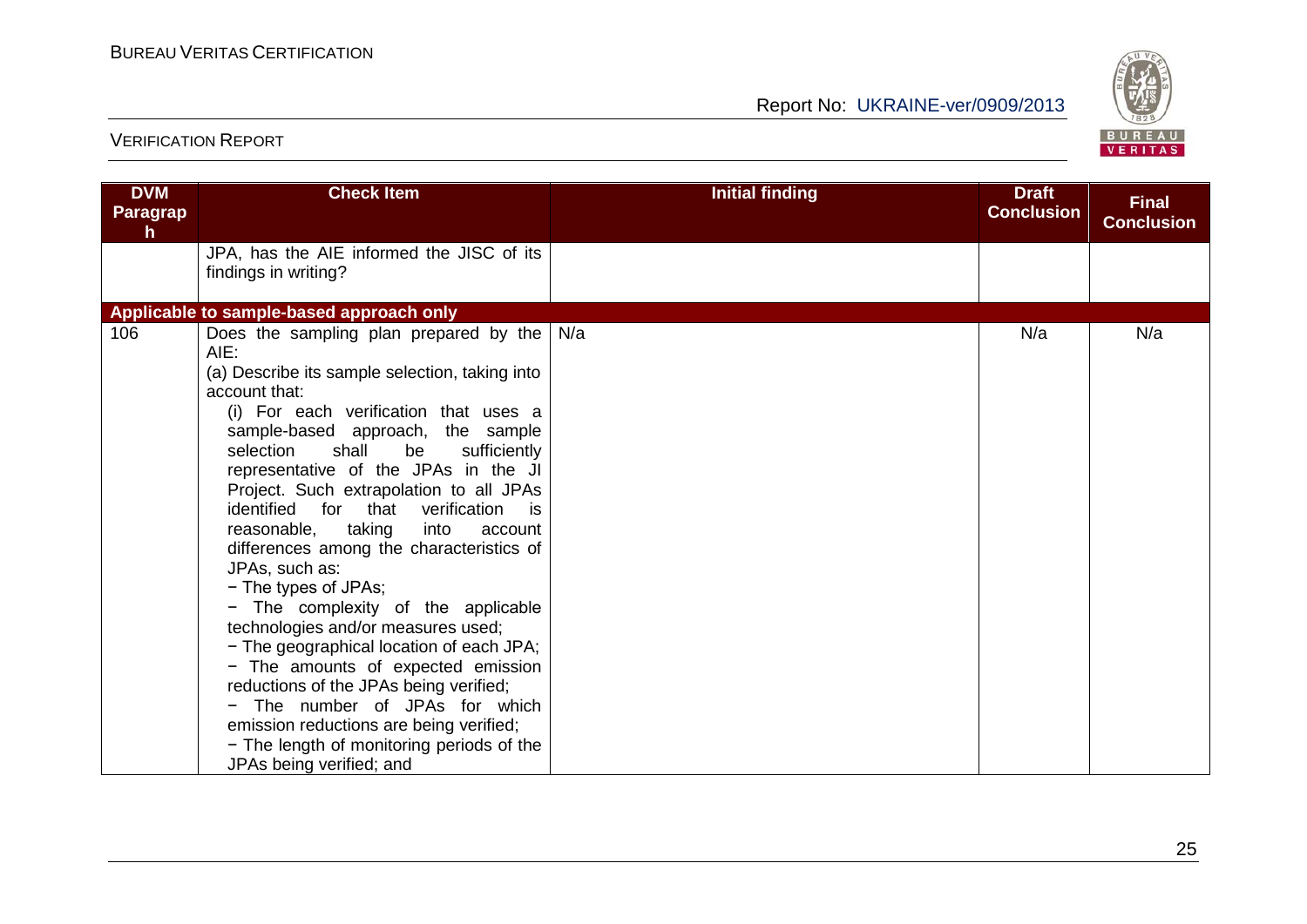| DVM Paragraph | Check Item | Initial finding | Draft Conclusion | Final Conclusion |
|---|---|---|---|---|
| | JPA, has the AIE informed the JISC of its findings in writing? | | | |
| **Applicable to sample-based approach only** | | | | |
| 106 | Does the sampling plan prepared by the AIE:<br>(a) Describe its sample selection, taking into account that:<br>(i) For each verification that uses a sample-based approach, the sample selection shall be sufficiently representative of the JPAs in the JI Project. Such extrapolation to all JPAs identified for that verification is reasonable, taking into account differences among the characteristics of JPAs, such as:<br>− The types of JPAs;<br>− The complexity of the applicable technologies and/or measures used;<br>− The geographical location of each JPA;<br>− The amounts of expected emission reductions of the JPAs being verified;<br>− The number of JPAs for which emission reductions are being verified;<br>− The length of monitoring periods of the JPAs being verified; and | N/a | N/a | N/a |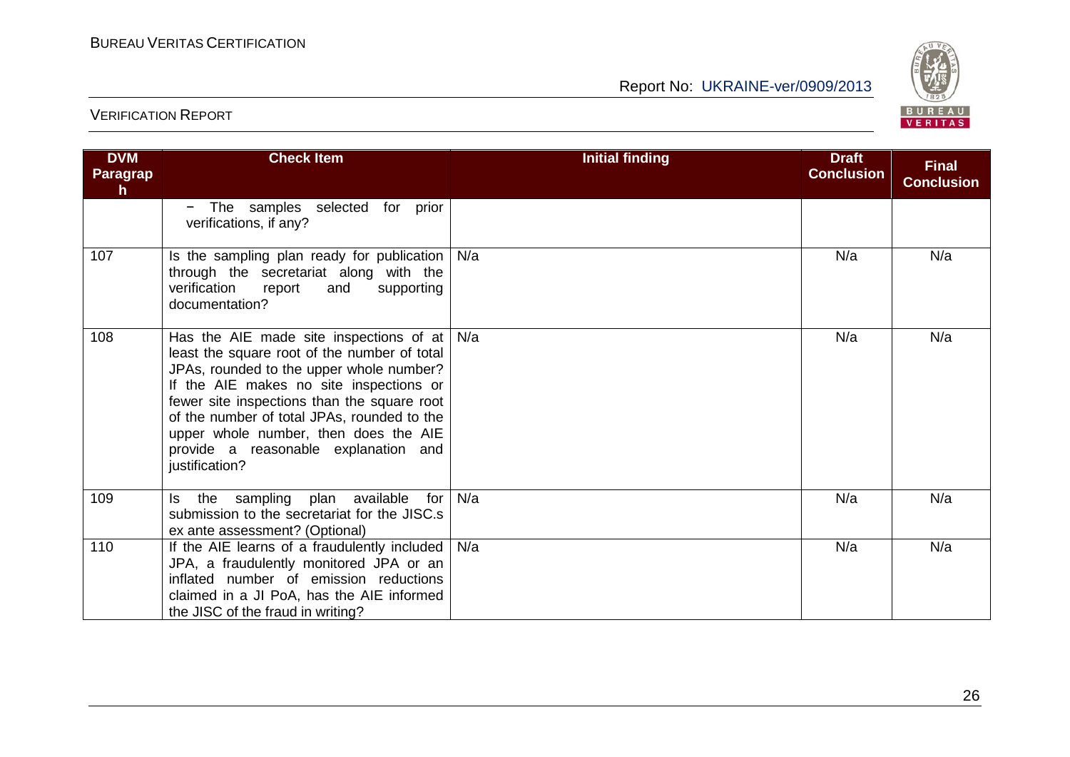| DVM Paragraph | Check Item | Initial finding | Draft Conclusion | Final Conclusion |
|---|---|---|---|---|
| | − The samples selected for prior verifications, if any? | | | |
| 107 | Is the sampling plan ready for publication through the secretariat along with the verification report and supporting documentation? | N/a | N/a | N/a |
| 108 | Has the AIE made site inspections of at least the square root of the number of total JPAs, rounded to the upper whole number? If the AIE makes no site inspections or fewer site inspections than the square root of the number of total JPAs, rounded to the upper whole number, then does the AIE provide a reasonable explanation and justification? | N/a | N/a | N/a |
| 109 | Is the sampling plan available for submission to the secretariat for the JISC.s ex ante assessment? (Optional) | N/a | N/a | N/a |
| 110 | If the AIE learns of a fraudulently included JPA, a fraudulently monitored JPA or an inflated number of emission reductions claimed in a JI PoA, has the AIE informed the JISC of the fraud in writing? | N/a | N/a | N/a |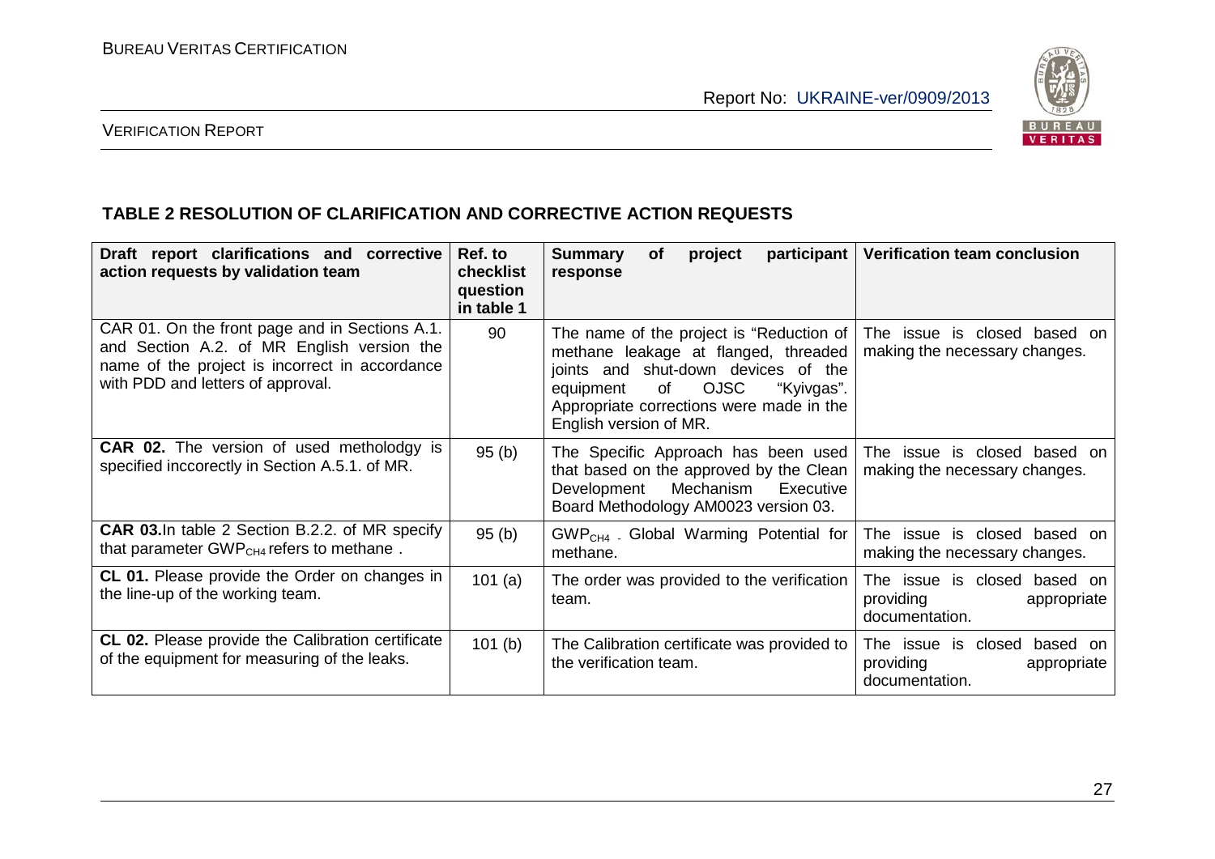## TABLE 2 RESOLUTION OF CLARIFICATION AND CORRECTIVE ACTION REQUESTS

| Draft report clarifications and corrective action requests by validation team | Ref. to checklist question in table 1 | Summary of project participant response | Verification team conclusion |
|---|---|---|---|
| CAR 01. On the front page and in Sections A.1. and Section A.2. of MR English version the name of the project is incorrect in accordance with PDD and letters of approval. | 90 | The name of the project is "Reduction of methane leakage at flanged, threaded joints and shut-down devices of the equipment of OJSC "Kyivgas". Appropriate corrections were made in the English version of MR. | The issue is closed based on making the necessary changes. |
| **CAR 02.** The version of used metholodgy is specified inccorectly in Section A.5.1. of MR. | 95 (b) | The Specific Approach has been used that based on the approved by the Clean Development Mechanism Executive Board Methodology AM0023 version 03. | The issue is closed based on making the necessary changes. |
| **CAR 03.** In table 2 Section B.2.2. of MR specify that parameter $GWP_{CH4}$ refers to methane . | 95 (b) | $GWP_{CH4}$ - Global Warming Potential for methane. | The issue is closed based on making the necessary changes. |
| **CL 01.** Please provide the Order on changes in the line-up of the working team. | 101 (a) | The order was provided to the verification team. | The issue is closed based on providing appropriate documentation. |
| **CL 02.** Please provide the Calibration certificate of the equipment for measuring of the leaks. | 101 (b) | The Calibration certificate was provided to the verification team. | The issue is closed based on providing appropriate documentation. |